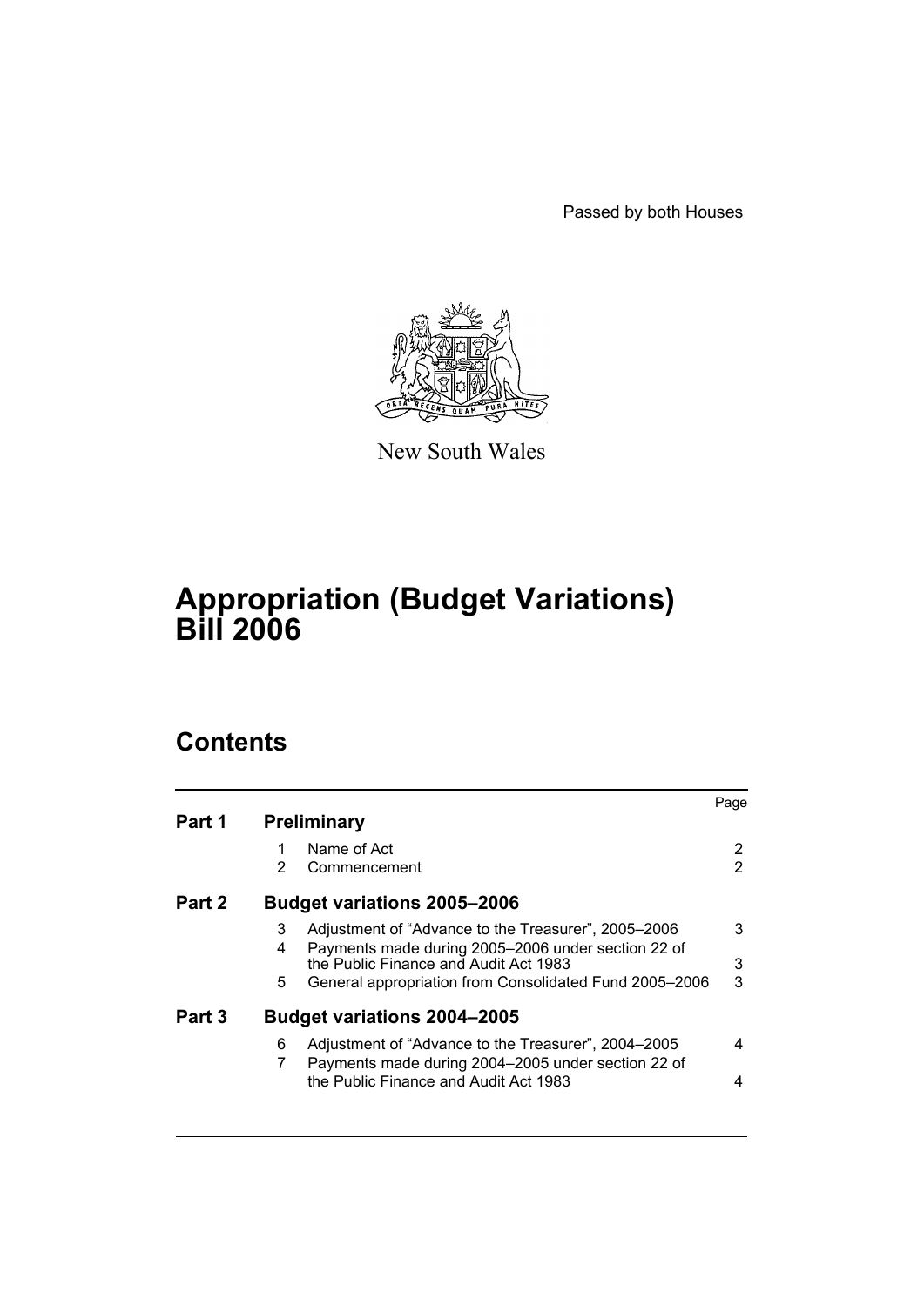Passed by both Houses

New South Wales

# Appropriation (Budget Variations) Bill 2006

## Contents

| | | | Page |
|---|---|---|---|
| **Part 1** | **Preliminary** | | |
| | 1 | Name of Act | 2 |
| | 2 | Commencement | 2 |
| **Part 2** | **Budget variations 2005–2006** | | |
| | 3 | Adjustment of “Advance to the Treasurer”, 2005–2006 | 3 |
| | 4 | Payments made during 2005–2006 under section 22 of the Public Finance and Audit Act 1983 | 3 |
| | 5 | General appropriation from Consolidated Fund 2005–2006 | 3 |
| **Part 3** | **Budget variations 2004–2005** | | |
| | 6 | Adjustment of “Advance to the Treasurer”, 2004–2005 | 4 |
| | 7 | Payments made during 2004–2005 under section 22 of the Public Finance and Audit Act 1983 | 4 |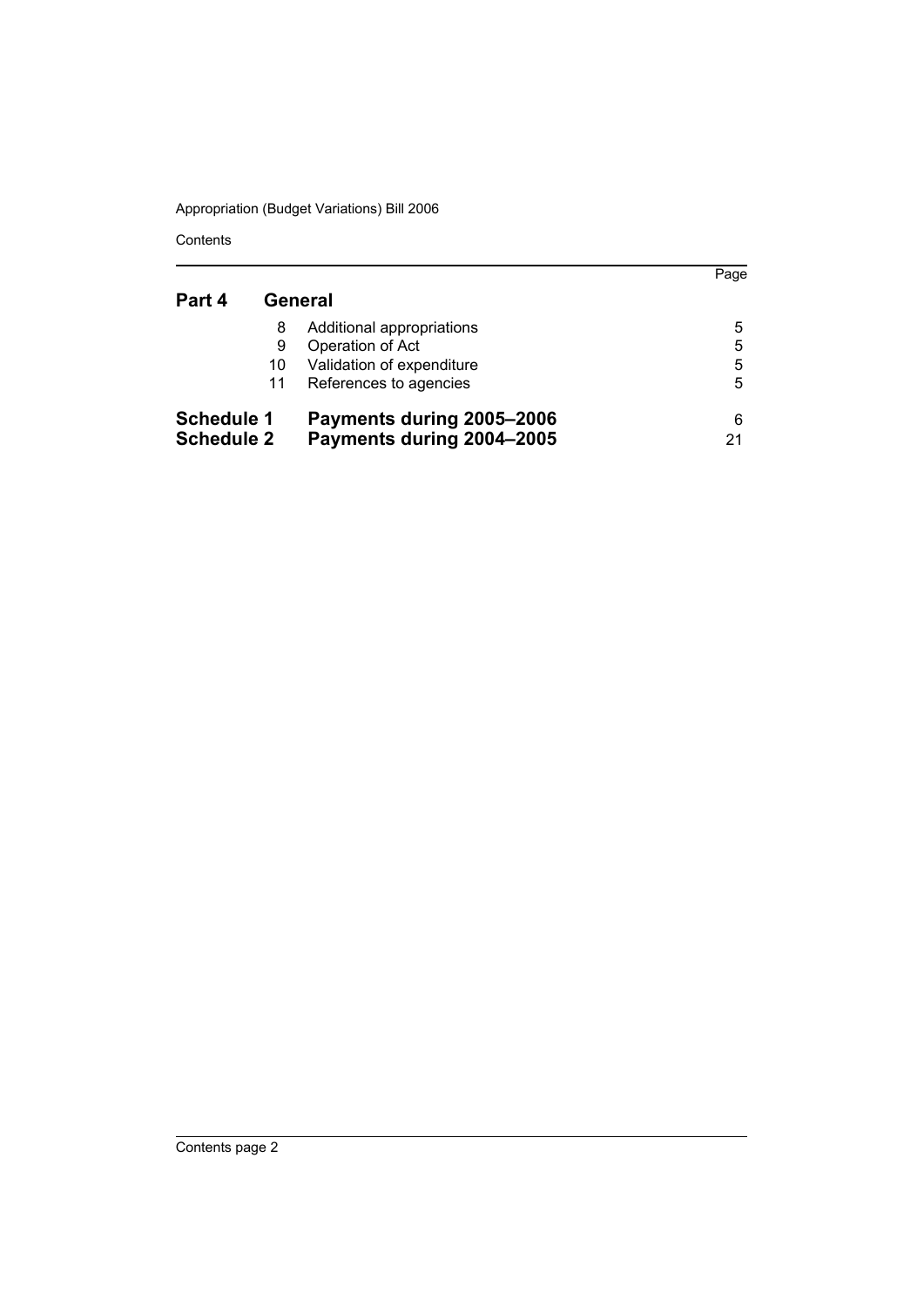| | | | Page |
|---|---|---|---|
| **Part 4** | **General** | | |
| | 8 | Additional appropriations | 5 |
| | 9 | Operation of Act | 5 |
| | 10 | Validation of expenditure | 5 |
| | 11 | References to agencies | 5 |
| **Schedule 1** | **Payments during 2005–2006** | | 6 |
| **Schedule 2** | **Payments during 2004–2005** | | 21 |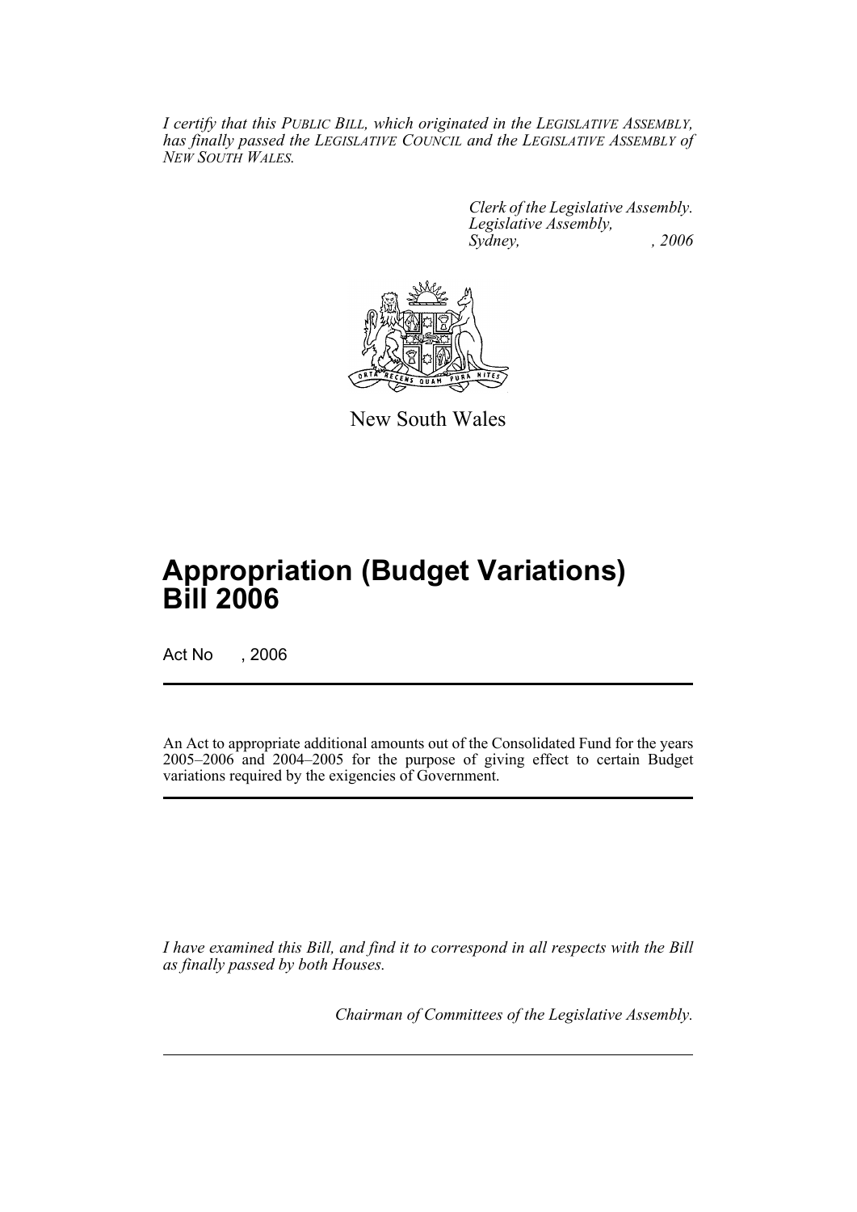*I certify that this PUBLIC BILL, which originated in the LEGISLATIVE ASSEMBLY, has finally passed the LEGISLATIVE COUNCIL and the LEGISLATIVE ASSEMBLY of NEW SOUTH WALES.*

*Clerk of the Legislative Assembly.*
*Legislative Assembly,*
*Sydney, , 2006*

New South Wales

# Appropriation (Budget Variations) Bill 2006

Act No , 2006

An Act to appropriate additional amounts out of the Consolidated Fund for the years 2005–2006 and 2004–2005 for the purpose of giving effect to certain Budget variations required by the exigencies of Government.

*I have examined this Bill, and find it to correspond in all respects with the Bill as finally passed by both Houses.*

*Chairman of Committees of the Legislative Assembly.*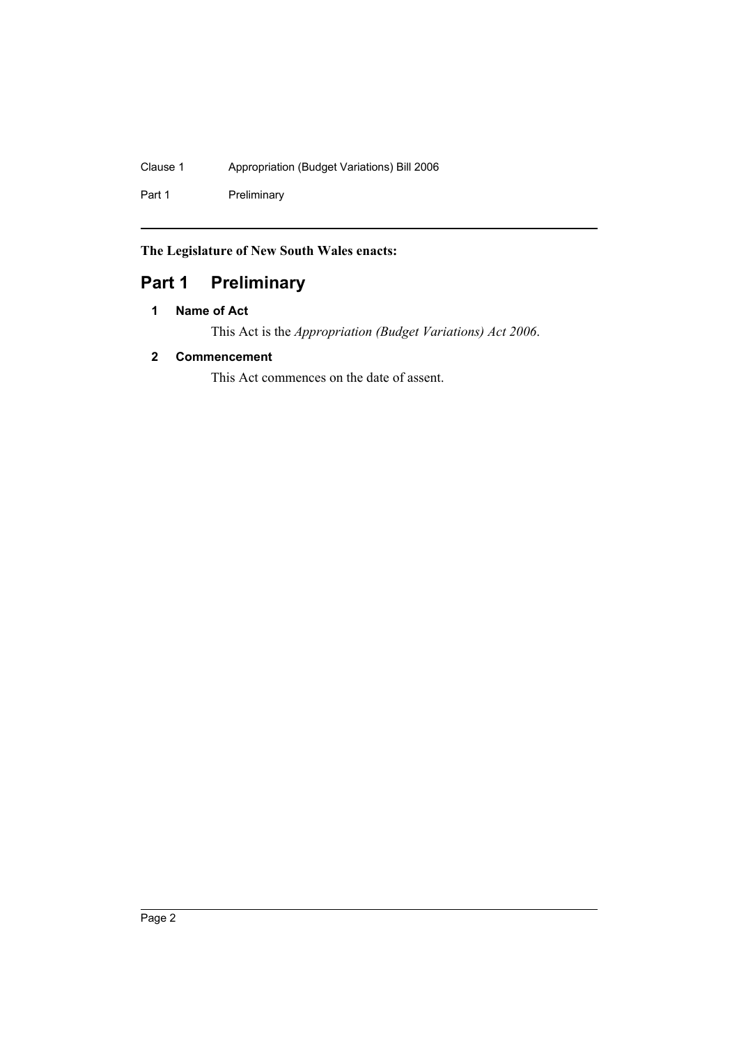**The Legislature of New South Wales enacts:**

# Part 1 Preliminary

### 1 Name of Act

This Act is the *Appropriation (Budget Variations) Act 2006*.

### 2 Commencement

This Act commences on the date of assent.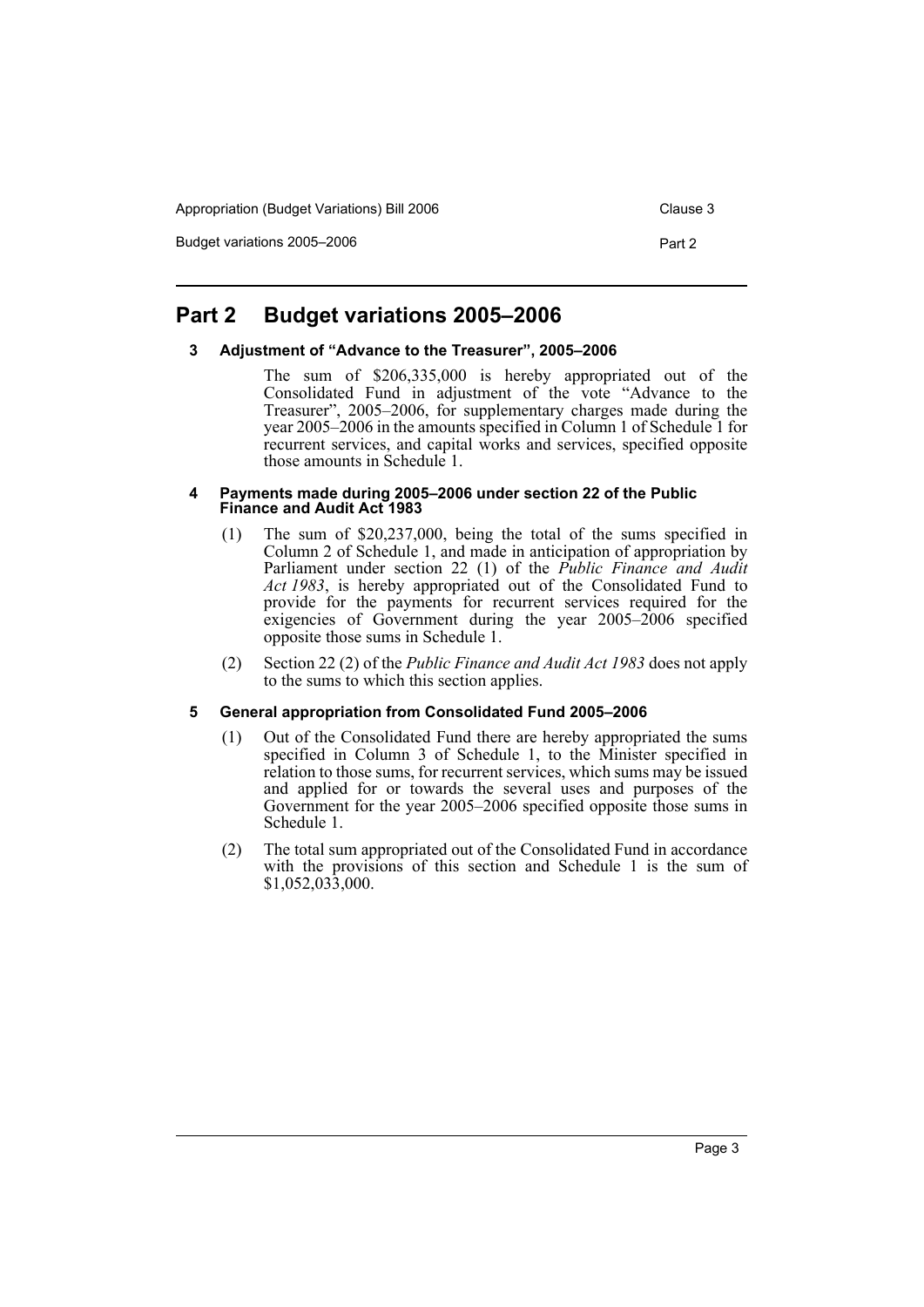# Part 2 Budget variations 2005–2006

### 3 Adjustment of "Advance to the Treasurer", 2005–2006

The sum of $206,335,000 is hereby appropriated out of the Consolidated Fund in adjustment of the vote "Advance to the Treasurer", 2005–2006, for supplementary charges made during the year 2005–2006 in the amounts specified in Column 1 of Schedule 1 for recurrent services, and capital works and services, specified opposite those amounts in Schedule 1.

### 4 Payments made during 2005–2006 under section 22 of the Public Finance and Audit Act 1983

(1) The sum of $20,237,000, being the total of the sums specified in Column 2 of Schedule 1, and made in anticipation of appropriation by Parliament under section 22 (1) of the *Public Finance and Audit Act 1983*, is hereby appropriated out of the Consolidated Fund to provide for the payments for recurrent services required for the exigencies of Government during the year 2005–2006 specified opposite those sums in Schedule 1.

(2) Section 22 (2) of the *Public Finance and Audit Act 1983* does not apply to the sums to which this section applies.

### 5 General appropriation from Consolidated Fund 2005–2006

(1) Out of the Consolidated Fund there are hereby appropriated the sums specified in Column 3 of Schedule 1, to the Minister specified in relation to those sums, for recurrent services, which sums may be issued and applied for or towards the several uses and purposes of the Government for the year 2005–2006 specified opposite those sums in Schedule 1.

(2) The total sum appropriated out of the Consolidated Fund in accordance with the provisions of this section and Schedule 1 is the sum of $1,052,033,000.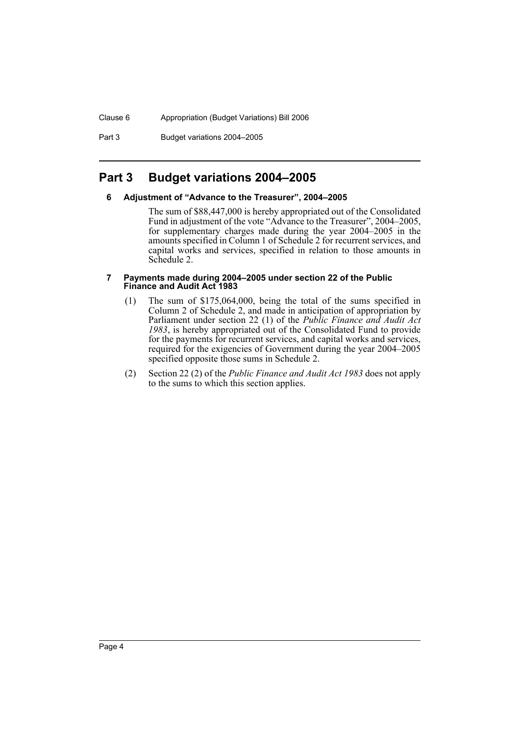# Part 3 Budget variations 2004–2005

### 6 Adjustment of "Advance to the Treasurer", 2004–2005

The sum of $88,447,000 is hereby appropriated out of the Consolidated Fund in adjustment of the vote "Advance to the Treasurer", 2004–2005, for supplementary charges made during the year 2004–2005 in the amounts specified in Column 1 of Schedule 2 for recurrent services, and capital works and services, specified in relation to those amounts in Schedule 2.

### 7 Payments made during 2004–2005 under section 22 of the Public Finance and Audit Act 1983

(1) The sum of $175,064,000, being the total of the sums specified in Column 2 of Schedule 2, and made in anticipation of appropriation by Parliament under section 22 (1) of the *Public Finance and Audit Act 1983*, is hereby appropriated out of the Consolidated Fund to provide for the payments for recurrent services, and capital works and services, required for the exigencies of Government during the year 2004–2005 specified opposite those sums in Schedule 2.

(2) Section 22 (2) of the *Public Finance and Audit Act 1983* does not apply to the sums to which this section applies.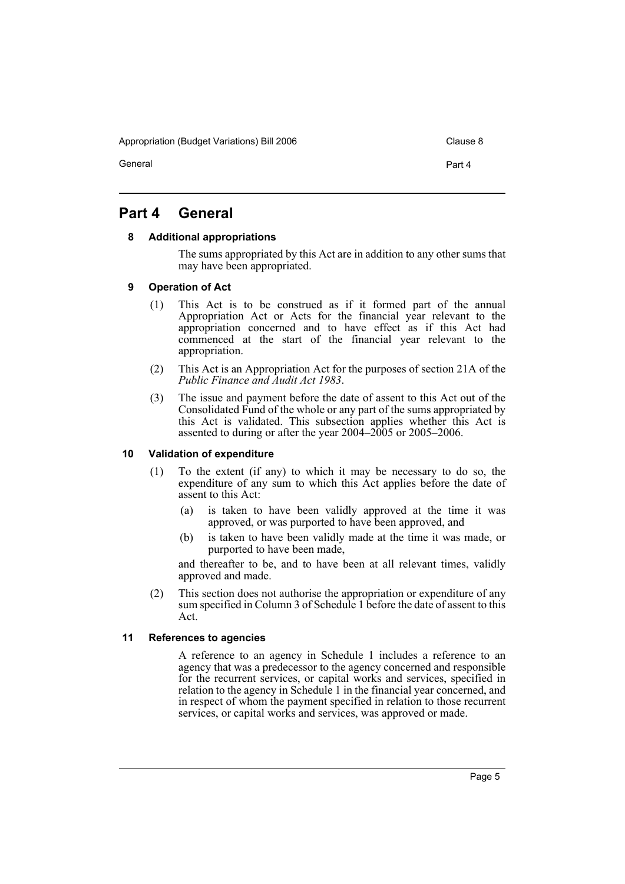# Part 4 General

### 8 Additional appropriations

The sums appropriated by this Act are in addition to any other sums that may have been appropriated.

### 9 Operation of Act

(1) This Act is to be construed as if it formed part of the annual Appropriation Act or Acts for the financial year relevant to the appropriation concerned and to have effect as if this Act had commenced at the start of the financial year relevant to the appropriation.

(2) This Act is an Appropriation Act for the purposes of section 21A of the *Public Finance and Audit Act 1983*.

(3) The issue and payment before the date of assent to this Act out of the Consolidated Fund of the whole or any part of the sums appropriated by this Act is validated. This subsection applies whether this Act is assented to during or after the year 2004–2005 or 2005–2006.

### 10 Validation of expenditure

(1) To the extent (if any) to which it may be necessary to do so, the expenditure of any sum to which this Act applies before the date of assent to this Act:

- (a) is taken to have been validly approved at the time it was approved, or was purported to have been approved, and
- (b) is taken to have been validly made at the time it was made, or purported to have been made,

and thereafter to be, and to have been at all relevant times, validly approved and made.

(2) This section does not authorise the appropriation or expenditure of any sum specified in Column 3 of Schedule 1 before the date of assent to this Act.

### 11 References to agencies

A reference to an agency in Schedule 1 includes a reference to an agency that was a predecessor to the agency concerned and responsible for the recurrent services, or capital works and services, specified in relation to the agency in Schedule 1 in the financial year concerned, and in respect of whom the payment specified in relation to those recurrent services, or capital works and services, was approved or made.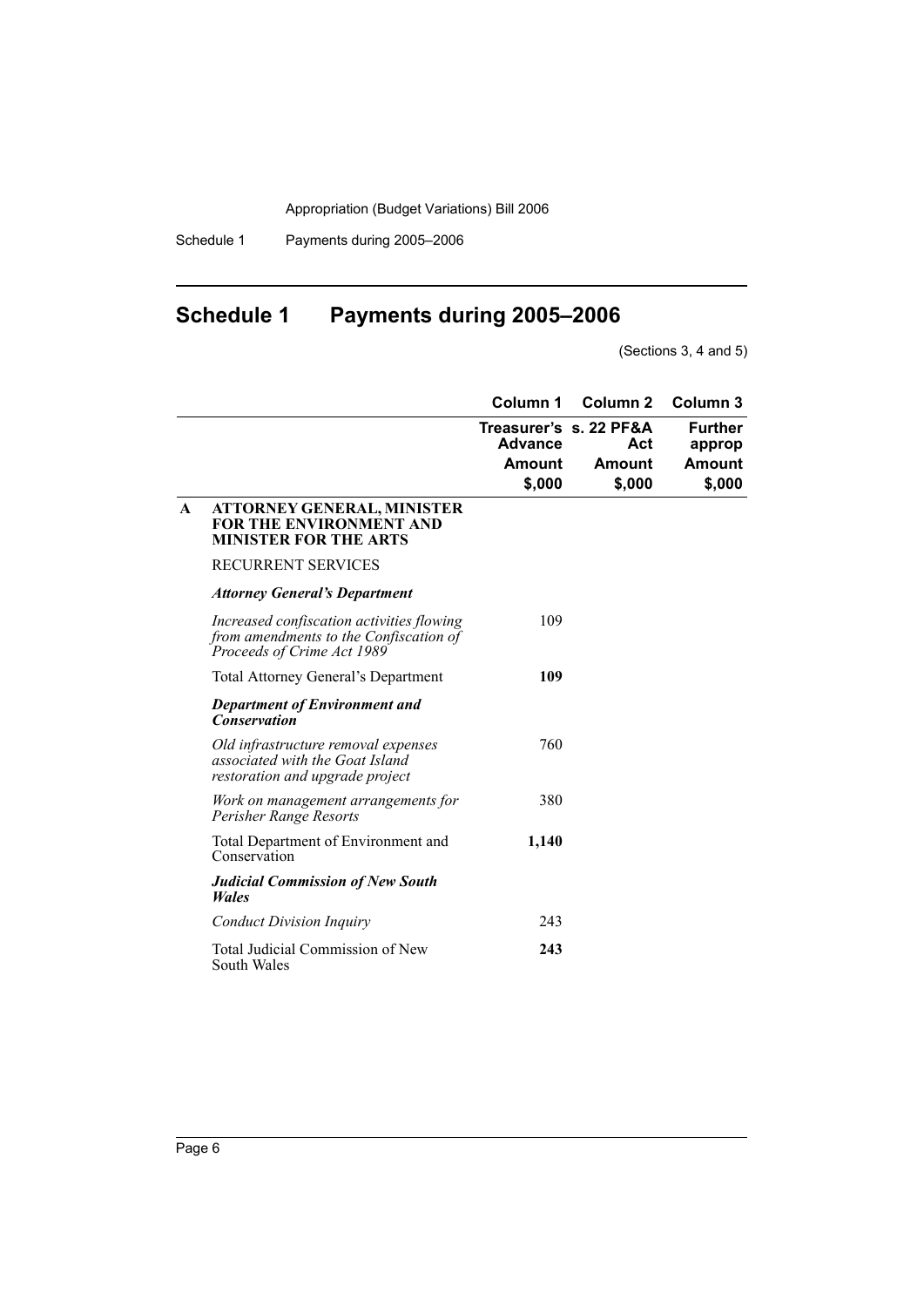# Schedule 1 Payments during 2005–2006

(Sections 3, 4 and 5)

| | | Column 1 | Column 2 | Column 3 |
|---|---|---|---|---|
| | | Treasurer's Advance | s. 22 PF&A Act | Further approp |
| | | Amount | Amount | Amount |
| | | $,000 | $,000 | $,000 |
| **A** | **ATTORNEY GENERAL, MINISTER FOR THE ENVIRONMENT AND MINISTER FOR THE ARTS** | | | |
| | RECURRENT SERVICES | | | |
| | ***Attorney General's Department*** | | | |
| | *Increased confiscation activities flowing from amendments to the Confiscation of Proceeds of Crime Act 1989* | 109 | | |
| | Total Attorney General's Department | **109** | | |
| | ***Department of Environment and Conservation*** | | | |
| | *Old infrastructure removal expenses associated with the Goat Island restoration and upgrade project* | 760 | | |
| | *Work on management arrangements for Perisher Range Resorts* | 380 | | |
| | Total Department of Environment and Conservation | **1,140** | | |
| | ***Judicial Commission of New South Wales*** | | | |
| | *Conduct Division Inquiry* | 243 | | |
| | Total Judicial Commission of New South Wales | **243** | | |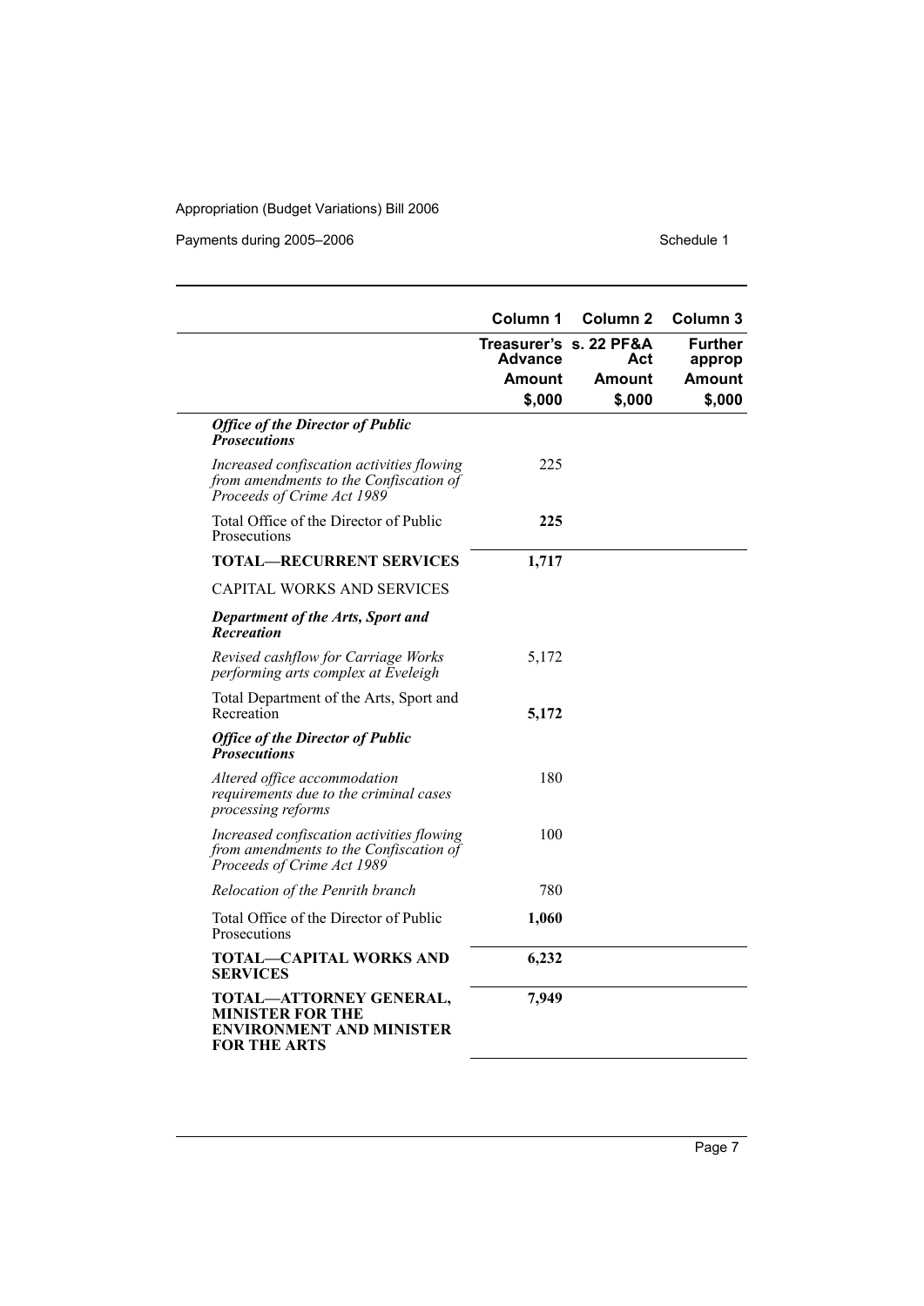| | Column 1 | Column 2 | Column 3 |
|---|---|---|---|
| | Treasurer's Advance | s. 22 PF&A Act | Further approp |
| | Amount | Amount | Amount |
| | $,000 | $,000 | $,000 |
| ***Office of the Director of Public Prosecutions*** | | | |
| *Increased confiscation activities flowing from amendments to the Confiscation of Proceeds of Crime Act 1989* | 225 | | |
| Total Office of the Director of Public Prosecutions | **225** | | |
| **TOTAL—RECURRENT SERVICES** | **1,717** | | |
| CAPITAL WORKS AND SERVICES | | | |
| ***Department of the Arts, Sport and Recreation*** | | | |
| *Revised cashflow for Carriage Works performing arts complex at Eveleigh* | 5,172 | | |
| Total Department of the Arts, Sport and Recreation | **5,172** | | |
| ***Office of the Director of Public Prosecutions*** | | | |
| *Altered office accommodation requirements due to the criminal cases processing reforms* | 180 | | |
| *Increased confiscation activities flowing from amendments to the Confiscation of Proceeds of Crime Act 1989* | 100 | | |
| *Relocation of the Penrith branch* | 780 | | |
| Total Office of the Director of Public Prosecutions | **1,060** | | |
| **TOTAL—CAPITAL WORKS AND SERVICES** | **6,232** | | |
| **TOTAL—ATTORNEY GENERAL, MINISTER FOR THE ENVIRONMENT AND MINISTER FOR THE ARTS** | **7,949** | | |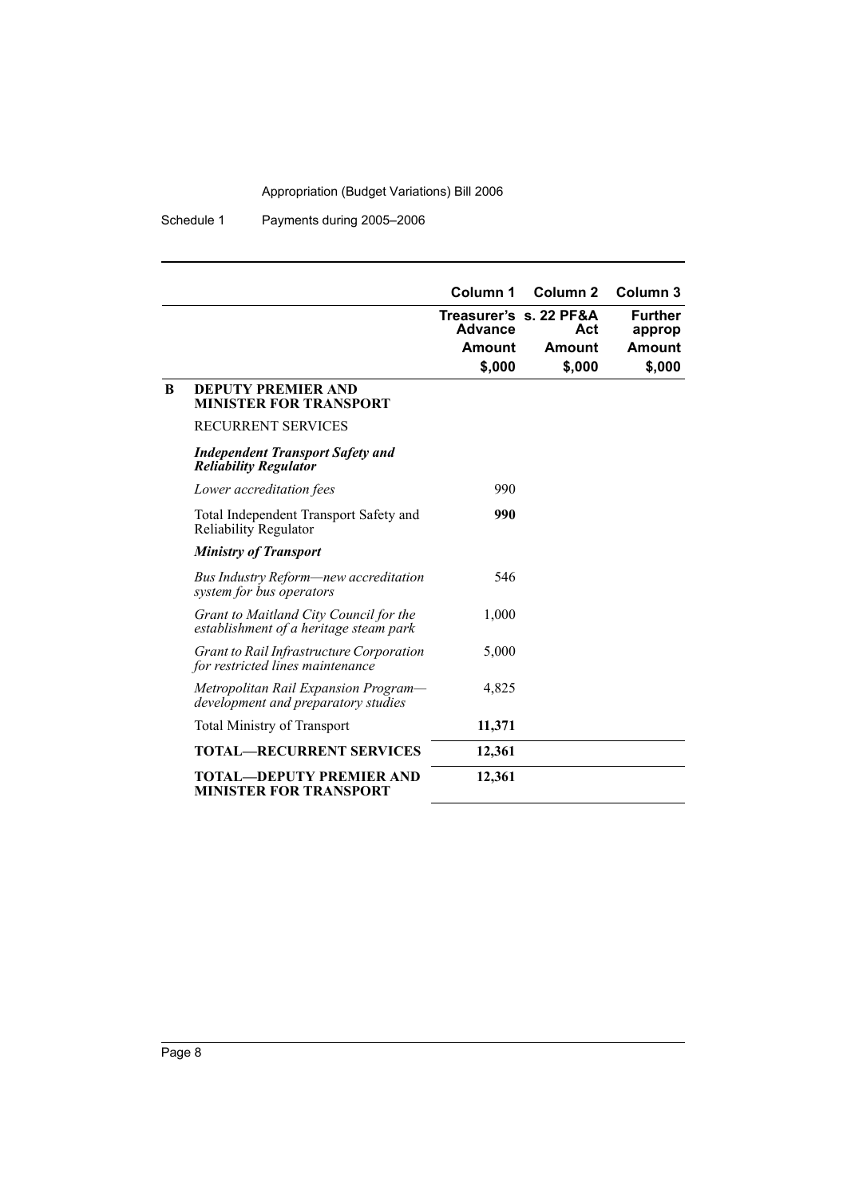| | | Column 1 | Column 2 | Column 3 |
|---|---|---|---|---|
| | | Treasurer's Advance | s. 22 PF&A Act | Further approp |
| | | Amount | Amount | Amount |
| | | $,000 | $,000 | $,000 |
| **B** | **DEPUTY PREMIER AND MINISTER FOR TRANSPORT** | | | |
| | RECURRENT SERVICES | | | |
| | ***Independent Transport Safety and Reliability Regulator*** | | | |
| | *Lower accreditation fees* | 990 | | |
| | Total Independent Transport Safety and Reliability Regulator | **990** | | |
| | ***Ministry of Transport*** | | | |
| | *Bus Industry Reform—new accreditation system for bus operators* | 546 | | |
| | *Grant to Maitland City Council for the establishment of a heritage steam park* | 1,000 | | |
| | *Grant to Rail Infrastructure Corporation for restricted lines maintenance* | 5,000 | | |
| | *Metropolitan Rail Expansion Program—development and preparatory studies* | 4,825 | | |
| | Total Ministry of Transport | **11,371** | | |
| | **TOTAL—RECURRENT SERVICES** | **12,361** | | |
| | **TOTAL—DEPUTY PREMIER AND MINISTER FOR TRANSPORT** | **12,361** | | |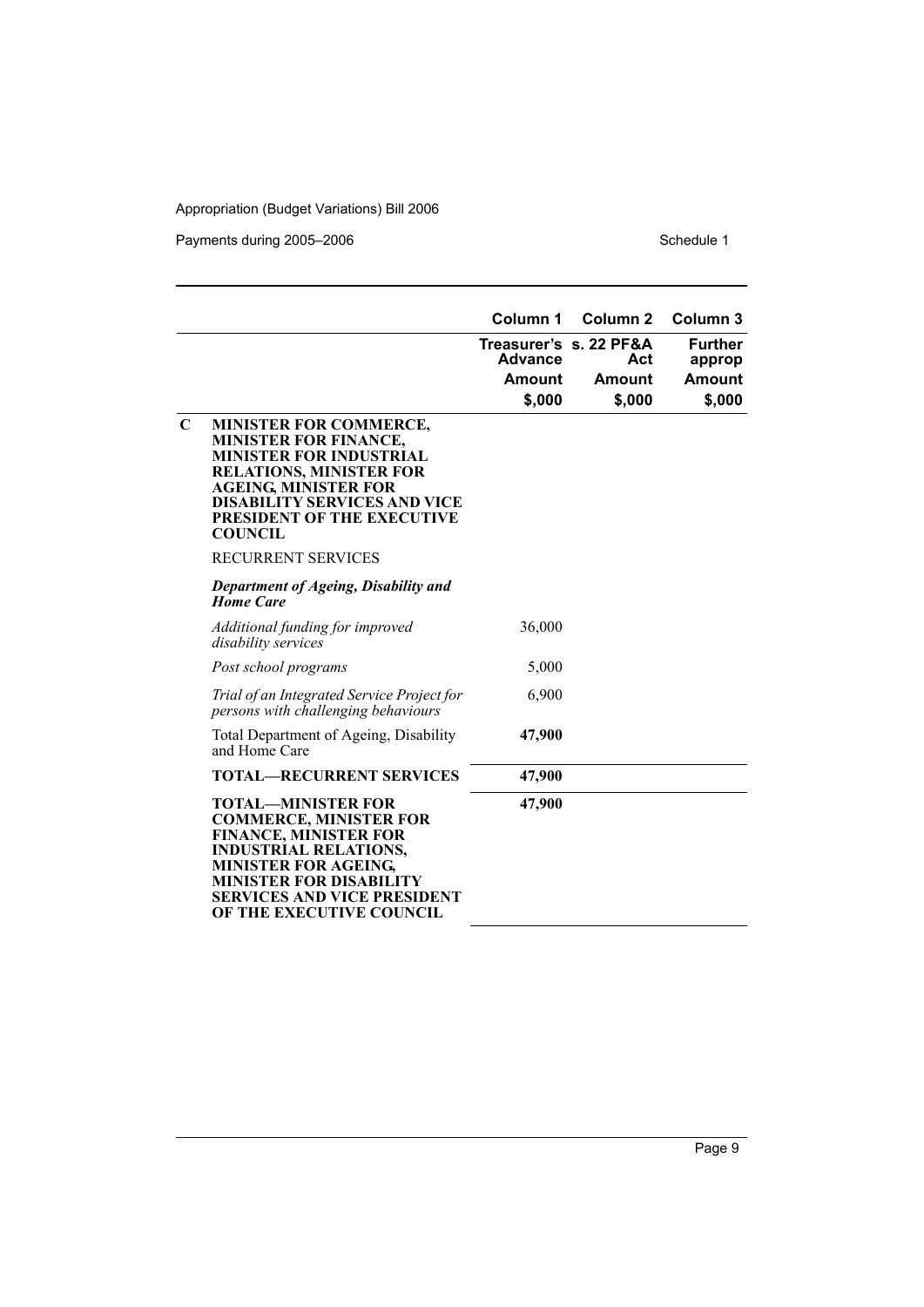| | | Column 1 | Column 2 | Column 3 |
|---|---|---|---|---|
| | | Treasurer's Advance | s. 22 PF&A Act | Further approp |
| | | Amount | Amount | Amount |
| | | $,000 | $,000 | $,000 |
| **C** | **MINISTER FOR COMMERCE, MINISTER FOR FINANCE, MINISTER FOR INDUSTRIAL RELATIONS, MINISTER FOR AGEING, MINISTER FOR DISABILITY SERVICES AND VICE PRESIDENT OF THE EXECUTIVE COUNCIL** | | | |
| | RECURRENT SERVICES | | | |
| | ***Department of Ageing, Disability and Home Care*** | | | |
| | *Additional funding for improved disability services* | 36,000 | | |
| | *Post school programs* | 5,000 | | |
| | *Trial of an Integrated Service Project for persons with challenging behaviours* | 6,900 | | |
| | Total Department of Ageing, Disability and Home Care | **47,900** | | |
| | **TOTAL—RECURRENT SERVICES** | **47,900** | | |
| | **TOTAL—MINISTER FOR COMMERCE, MINISTER FOR FINANCE, MINISTER FOR INDUSTRIAL RELATIONS, MINISTER FOR AGEING, MINISTER FOR DISABILITY SERVICES AND VICE PRESIDENT OF THE EXECUTIVE COUNCIL** | **47,900** | | |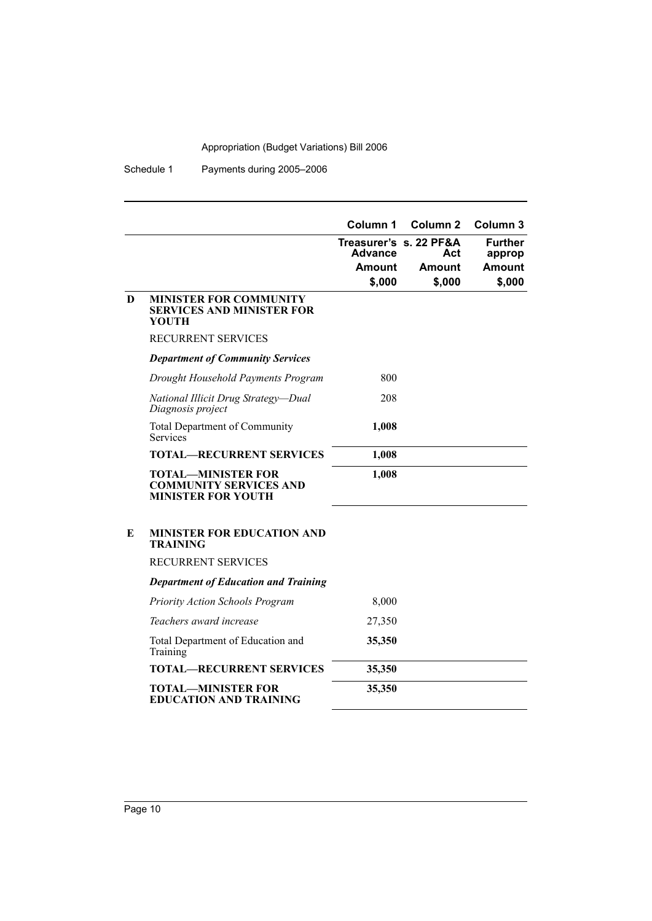|  |  | Column 1 | Column 2 | Column 3 |
| --- | --- | --- | --- | --- |
|  |  | Treasurer's Advance | s. 22 PF&A Act | Further approp |
|  |  | Amount | Amount | Amount |
|  |  | $,000 | $,000 | $,000 |
| **D** | **MINISTER FOR COMMUNITY SERVICES AND MINISTER FOR YOUTH** |  |  |  |
|  | RECURRENT SERVICES |  |  |  |
|  | ***Department of Community Services*** |  |  |  |
|  | *Drought Household Payments Program* | 800 |  |  |
|  | *National Illicit Drug Strategy—Dual Diagnosis project* | 208 |  |  |
|  | Total Department of Community Services | **1,008** |  |  |
|  | **TOTAL—RECURRENT SERVICES** | **1,008** |  |  |
|  | **TOTAL—MINISTER FOR COMMUNITY SERVICES AND MINISTER FOR YOUTH** | **1,008** |  |  |
| **E** | **MINISTER FOR EDUCATION AND TRAINING** |  |  |  |
|  | RECURRENT SERVICES |  |  |  |
|  | ***Department of Education and Training*** |  |  |  |
|  | *Priority Action Schools Program* | 8,000 |  |  |
|  | *Teachers award increase* | 27,350 |  |  |
|  | Total Department of Education and Training | **35,350** |  |  |
|  | **TOTAL—RECURRENT SERVICES** | **35,350** |  |  |
|  | **TOTAL—MINISTER FOR EDUCATION AND TRAINING** | **35,350** |  |  |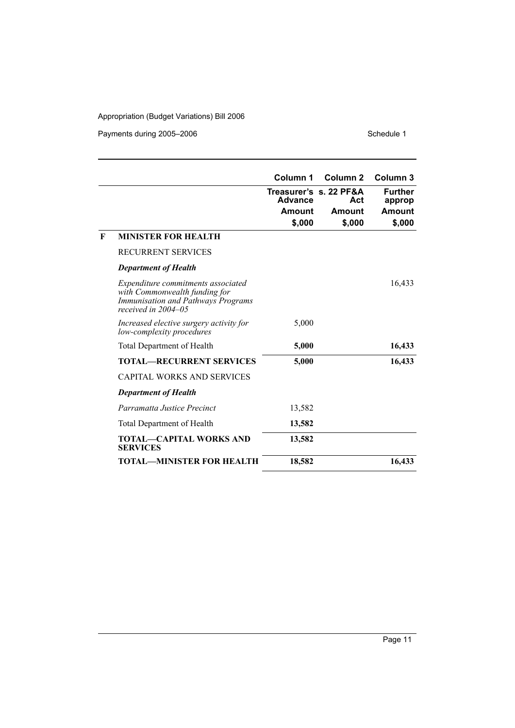| | | Column 1 | Column 2 | Column 3 |
|---|---|---|---|---|
| | | Treasurer's Advance | s. 22 PF&A Act | Further approp |
| | | Amount | Amount | Amount |
| | | $,000 | $,000 | $,000 |
| **F** | **MINISTER FOR HEALTH** | | | |
| | RECURRENT SERVICES | | | |
| | ***Department of Health*** | | | |
| | *Expenditure commitments associated with Commonwealth funding for Immunisation and Pathways Programs received in 2004–05* | | | 16,433 |
| | *Increased elective surgery activity for low-complexity procedures* | 5,000 | | |
| | Total Department of Health | **5,000** | | **16,433** |
| | **TOTAL—RECURRENT SERVICES** | **5,000** | | **16,433** |
| | CAPITAL WORKS AND SERVICES | | | |
| | ***Department of Health*** | | | |
| | *Parramatta Justice Precinct* | 13,582 | | |
| | Total Department of Health | **13,582** | | |
| | **TOTAL—CAPITAL WORKS AND SERVICES** | **13,582** | | |
| | **TOTAL—MINISTER FOR HEALTH** | **18,582** | | **16,433** |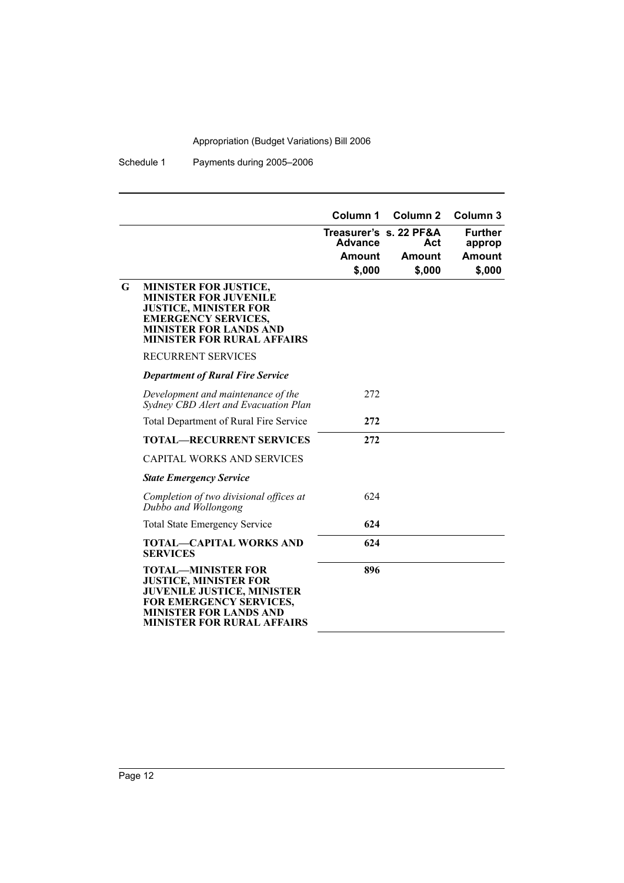| | | Column 1 | Column 2 | Column 3 |
|---|---|---|---|---|
| | | Treasurer's Advance | s. 22 PF&A Act | Further approp |
| | | Amount | Amount | Amount |
| | | $,000 | $,000 | $,000 |
| **G** | **MINISTER FOR JUSTICE, MINISTER FOR JUVENILE JUSTICE, MINISTER FOR EMERGENCY SERVICES, MINISTER FOR LANDS AND MINISTER FOR RURAL AFFAIRS** | | | |
| | RECURRENT SERVICES | | | |
| | ***Department of Rural Fire Service*** | | | |
| | *Development and maintenance of the Sydney CBD Alert and Evacuation Plan* | 272 | | |
| | Total Department of Rural Fire Service | **272** | | |
| | **TOTAL—RECURRENT SERVICES** | **272** | | |
| | CAPITAL WORKS AND SERVICES | | | |
| | ***State Emergency Service*** | | | |
| | *Completion of two divisional offices at Dubbo and Wollongong* | 624 | | |
| | Total State Emergency Service | **624** | | |
| | **TOTAL—CAPITAL WORKS AND SERVICES** | **624** | | |
| | **TOTAL—MINISTER FOR JUSTICE, MINISTER FOR JUVENILE JUSTICE, MINISTER FOR EMERGENCY SERVICES, MINISTER FOR LANDS AND MINISTER FOR RURAL AFFAIRS** | **896** | | |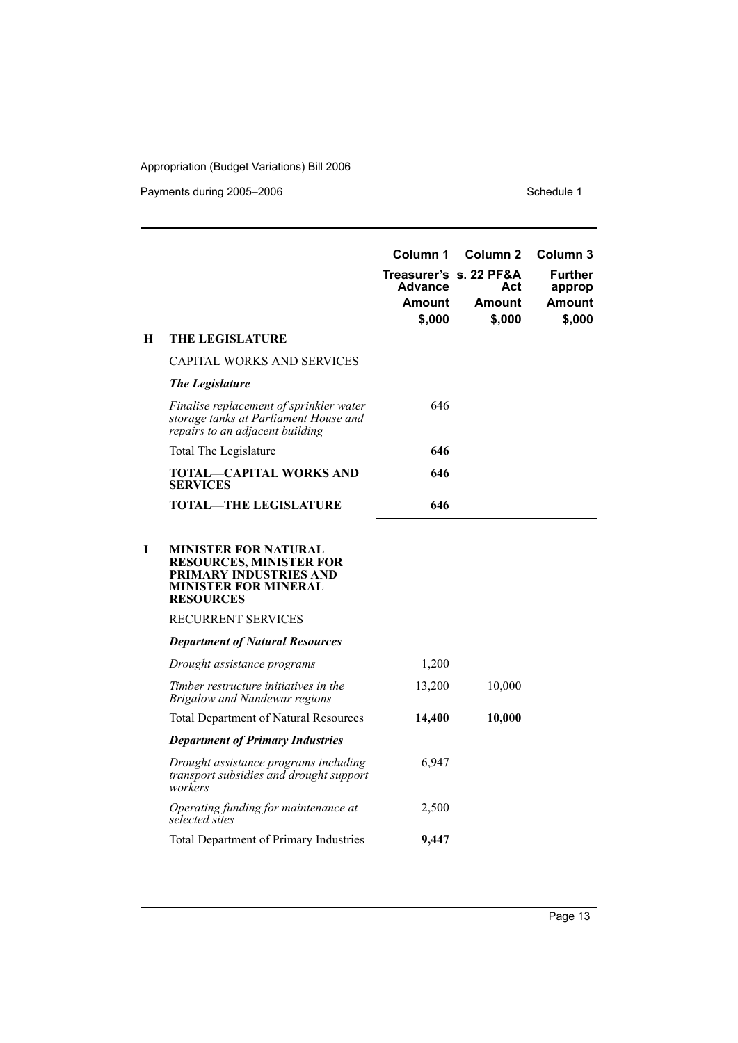| | | Column 1 | Column 2 | Column 3 |
|---|---|---|---|---|
| | | Treasurer's Advance | s. 22 PF&A Act | Further approp |
| | | Amount | Amount | Amount |
| | | $,000 | $,000 | $,000 |
| **H** | **THE LEGISLATURE** | | | |
| | CAPITAL WORKS AND SERVICES | | | |
| | ***The Legislature*** | | | |
| | *Finalise replacement of sprinkler water storage tanks at Parliament House and repairs to an adjacent building* | 646 | | |
| | Total The Legislature | **646** | | |
| | **TOTAL—CAPITAL WORKS AND SERVICES** | **646** | | |
| | **TOTAL—THE LEGISLATURE** | **646** | | |
| **I** | **MINISTER FOR NATURAL RESOURCES, MINISTER FOR PRIMARY INDUSTRIES AND MINISTER FOR MINERAL RESOURCES** | | | |
| | RECURRENT SERVICES | | | |
| | ***Department of Natural Resources*** | | | |
| | *Drought assistance programs* | 1,200 | | |
| | *Timber restructure initiatives in the Brigalow and Nandewar regions* | 13,200 | 10,000 | |
| | Total Department of Natural Resources | **14,400** | **10,000** | |
| | ***Department of Primary Industries*** | | | |
| | *Drought assistance programs including transport subsidies and drought support workers* | 6,947 | | |
| | *Operating funding for maintenance at selected sites* | 2,500 | | |
| | Total Department of Primary Industries | **9,447** | | |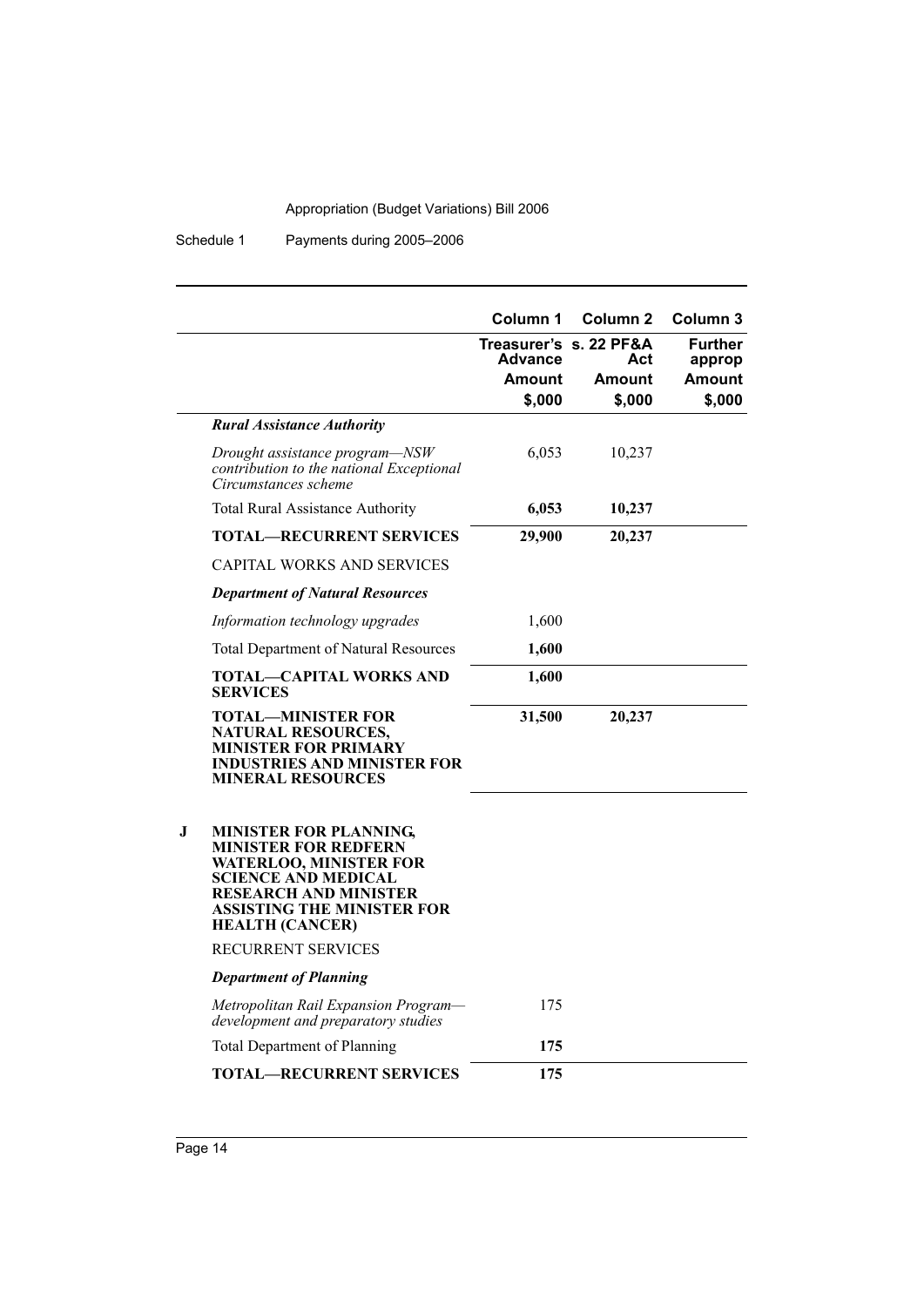| | Column 1 | Column 2 | Column 3 |
|---|---|---|---|
| | Treasurer's Advance | s. 22 PF&A Act | Further approp |
| | Amount | Amount | Amount |
| | $,000 | $,000 | $,000 |
| ***Rural Assistance Authority*** | | | |
| *Drought assistance program—NSW contribution to the national Exceptional Circumstances scheme* | 6,053 | 10,237 | |
| Total Rural Assistance Authority | **6,053** | **10,237** | |
| **TOTAL—RECURRENT SERVICES** | **29,900** | **20,237** | |
| CAPITAL WORKS AND SERVICES | | | |
| ***Department of Natural Resources*** | | | |
| *Information technology upgrades* | 1,600 | | |
| Total Department of Natural Resources | **1,600** | | |
| **TOTAL—CAPITAL WORKS AND SERVICES** | **1,600** | | |
| **TOTAL—MINISTER FOR NATURAL RESOURCES, MINISTER FOR PRIMARY INDUSTRIES AND MINISTER FOR MINERAL RESOURCES** | **31,500** | **20,237** | |

**J MINISTER FOR PLANNING, MINISTER FOR REDFERN WATERLOO, MINISTER FOR SCIENCE AND MEDICAL RESEARCH AND MINISTER ASSISTING THE MINISTER FOR HEALTH (CANCER)**

| | Column 1 | Column 2 | Column 3 |
|---|---|---|---|
| RECURRENT SERVICES | | | |
| ***Department of Planning*** | | | |
| *Metropolitan Rail Expansion Program—development and preparatory studies* | 175 | | |
| Total Department of Planning | **175** | | |
| **TOTAL—RECURRENT SERVICES** | **175** | | |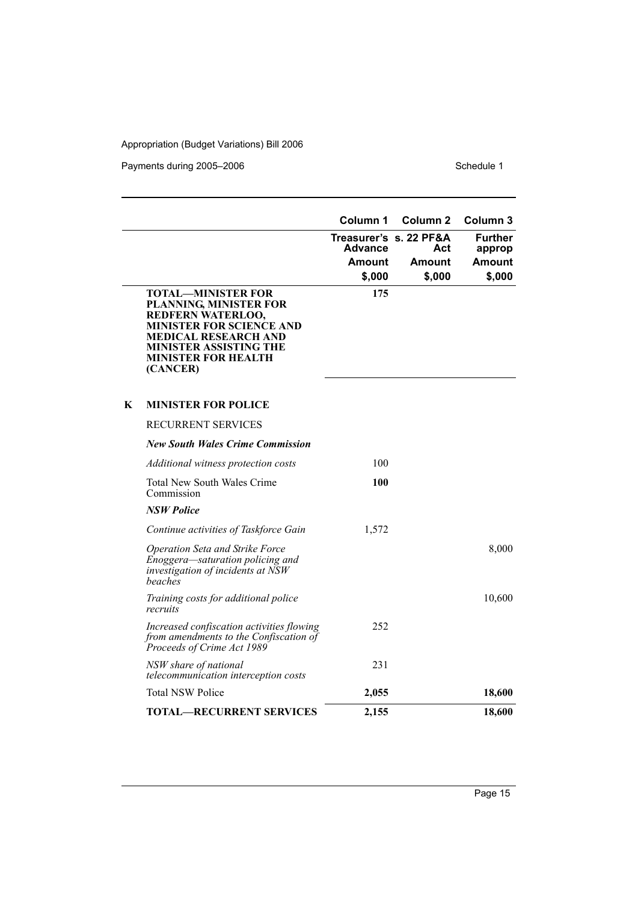|  | Column 1 | Column 2 | Column 3 |
|---|---|---|---|
|  | Treasurer's Advance | s. 22 PF&A Act | Further approp |
|  | Amount | Amount | Amount |
|  | $,000 | $,000 | $,000 |
| **TOTAL—MINISTER FOR PLANNING, MINISTER FOR REDFERN WATERLOO, MINISTER FOR SCIENCE AND MEDICAL RESEARCH AND MINISTER ASSISTING THE MINISTER FOR HEALTH (CANCER)** | **175** |  |  |
| **K MINISTER FOR POLICE** |  |  |  |
| RECURRENT SERVICES |  |  |  |
| ***New South Wales Crime Commission*** |  |  |  |
| *Additional witness protection costs* | 100 |  |  |
| Total New South Wales Crime Commission | **100** |  |  |
| ***NSW Police*** |  |  |  |
| *Continue activities of Taskforce Gain* | 1,572 |  |  |
| *Operation Seta and Strike Force Enoggera—saturation policing and investigation of incidents at NSW beaches* |  |  | 8,000 |
| *Training costs for additional police recruits* |  |  | 10,600 |
| *Increased confiscation activities flowing from amendments to the Confiscation of Proceeds of Crime Act 1989* | 252 |  |  |
| *NSW share of national telecommunication interception costs* | 231 |  |  |
| Total NSW Police | **2,055** |  | **18,600** |
| **TOTAL—RECURRENT SERVICES** | **2,155** |  | **18,600** |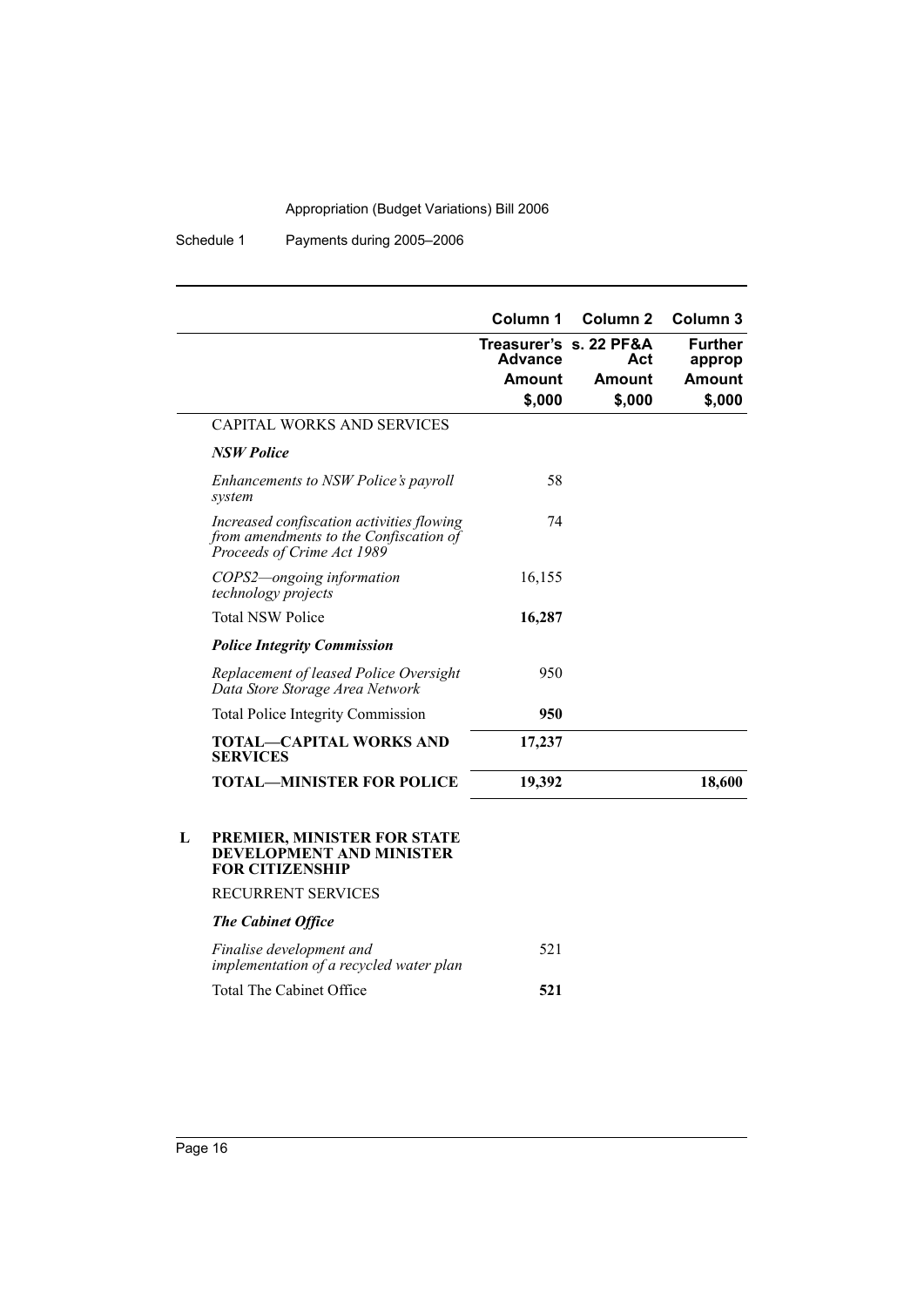| | Column 1 | Column 2 | Column 3 |
|---|---|---|---|
| | Treasurer's Advance | s. 22 PF&A Act | Further approp |
| | Amount | Amount | Amount |
| | $,000 | $,000 | $,000 |
| CAPITAL WORKS AND SERVICES | | | |
| ***NSW Police*** | | | |
| *Enhancements to NSW Police's payroll system* | 58 | | |
| *Increased confiscation activities flowing from amendments to the Confiscation of Proceeds of Crime Act 1989* | 74 | | |
| *COPS2—ongoing information technology projects* | 16,155 | | |
| Total NSW Police | **16,287** | | |
| ***Police Integrity Commission*** | | | |
| *Replacement of leased Police Oversight Data Store Storage Area Network* | 950 | | |
| Total Police Integrity Commission | **950** | | |
| **TOTAL—CAPITAL WORKS AND SERVICES** | **17,237** | | |
| **TOTAL—MINISTER FOR POLICE** | **19,392** | | **18,600** |

**L PREMIER, MINISTER FOR STATE DEVELOPMENT AND MINISTER FOR CITIZENSHIP**

| | Column 1 | Column 2 | Column 3 |
|---|---|---|---|
| RECURRENT SERVICES | | | |
| ***The Cabinet Office*** | | | |
| *Finalise development and implementation of a recycled water plan* | 521 | | |
| Total The Cabinet Office | **521** | | |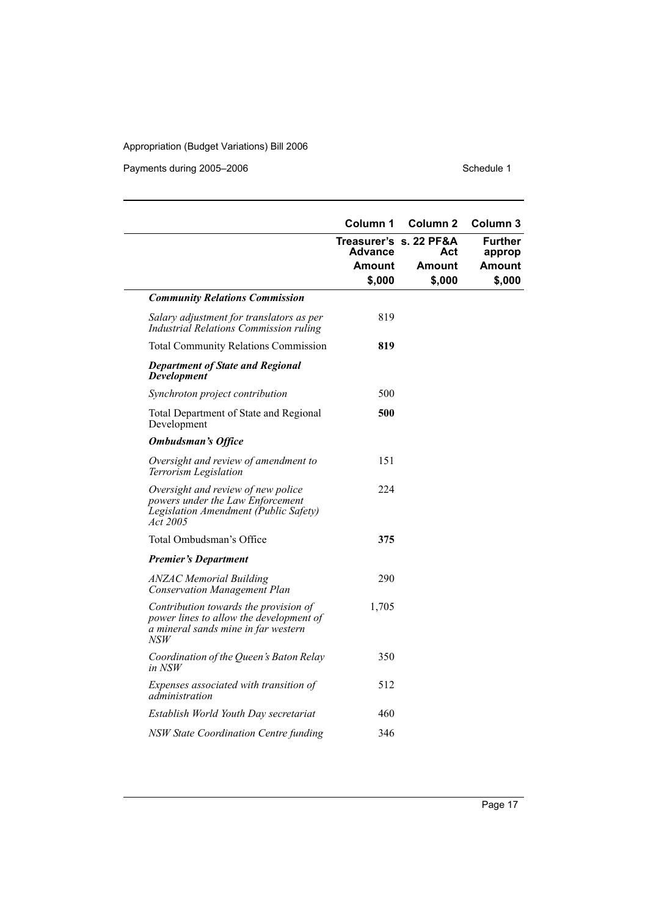| | Column 1 | Column 2 | Column 3 |
|---|---|---|---|
| | Treasurer's Advance | s. 22 PF&A Act | Further approp |
| | Amount | Amount | Amount |
| | $,000 | $,000 | $,000 |
| ***Community Relations Commission*** | | | |
| *Salary adjustment for translators as per Industrial Relations Commission ruling* | 819 | | |
| Total Community Relations Commission | **819** | | |
| ***Department of State and Regional Development*** | | | |
| *Synchroton project contribution* | 500 | | |
| Total Department of State and Regional Development | **500** | | |
| ***Ombudsman's Office*** | | | |
| *Oversight and review of amendment to Terrorism Legislation* | 151 | | |
| *Oversight and review of new police powers under the Law Enforcement Legislation Amendment (Public Safety) Act 2005* | 224 | | |
| Total Ombudsman's Office | **375** | | |
| ***Premier's Department*** | | | |
| *ANZAC Memorial Building Conservation Management Plan* | 290 | | |
| *Contribution towards the provision of power lines to allow the development of a mineral sands mine in far western NSW* | 1,705 | | |
| *Coordination of the Queen's Baton Relay in NSW* | 350 | | |
| *Expenses associated with transition of administration* | 512 | | |
| *Establish World Youth Day secretariat* | 460 | | |
| *NSW State Coordination Centre funding* | 346 | | |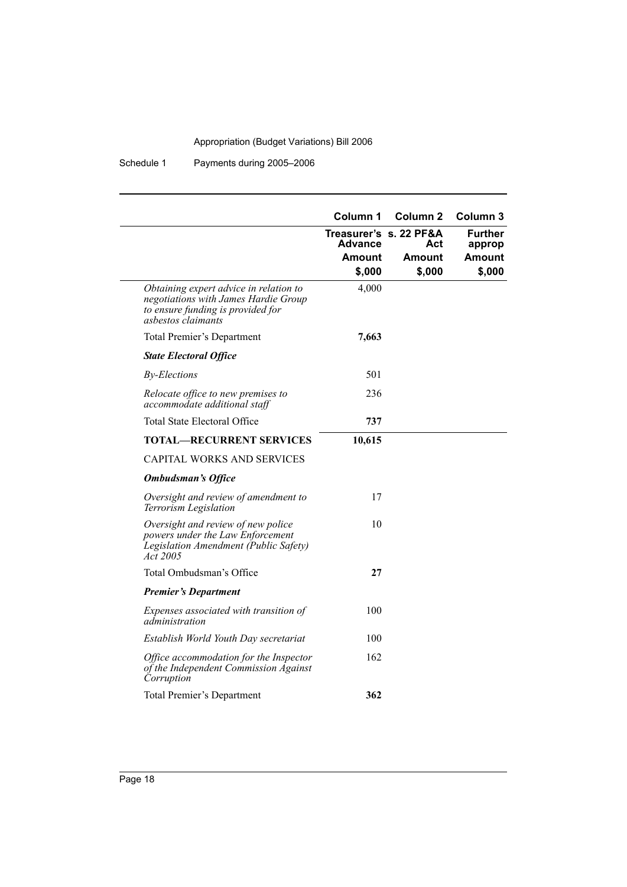| | Column 1 | Column 2 | Column 3 |
|---|---|---|---|
| | Treasurer's Advance | s. 22 PF&A Act | Further approp |
| | Amount | Amount | Amount |
| | $,000 | $,000 | $,000 |
| *Obtaining expert advice in relation to negotiations with James Hardie Group to ensure funding is provided for asbestos claimants* | 4,000 | | |
| Total Premier's Department | **7,663** | | |
| ***State Electoral Office*** | | | |
| *By-Elections* | 501 | | |
| *Relocate office to new premises to accommodate additional staff* | 236 | | |
| Total State Electoral Office | **737** | | |
| **TOTAL—RECURRENT SERVICES** | **10,615** | | |
| CAPITAL WORKS AND SERVICES | | | |
| ***Ombudsman's Office*** | | | |
| *Oversight and review of amendment to Terrorism Legislation* | 17 | | |
| *Oversight and review of new police powers under the Law Enforcement Legislation Amendment (Public Safety) Act 2005* | 10 | | |
| Total Ombudsman's Office | **27** | | |
| ***Premier's Department*** | | | |
| *Expenses associated with transition of administration* | 100 | | |
| *Establish World Youth Day secretariat* | 100 | | |
| *Office accommodation for the Inspector of the Independent Commission Against Corruption* | 162 | | |
| Total Premier's Department | **362** | | |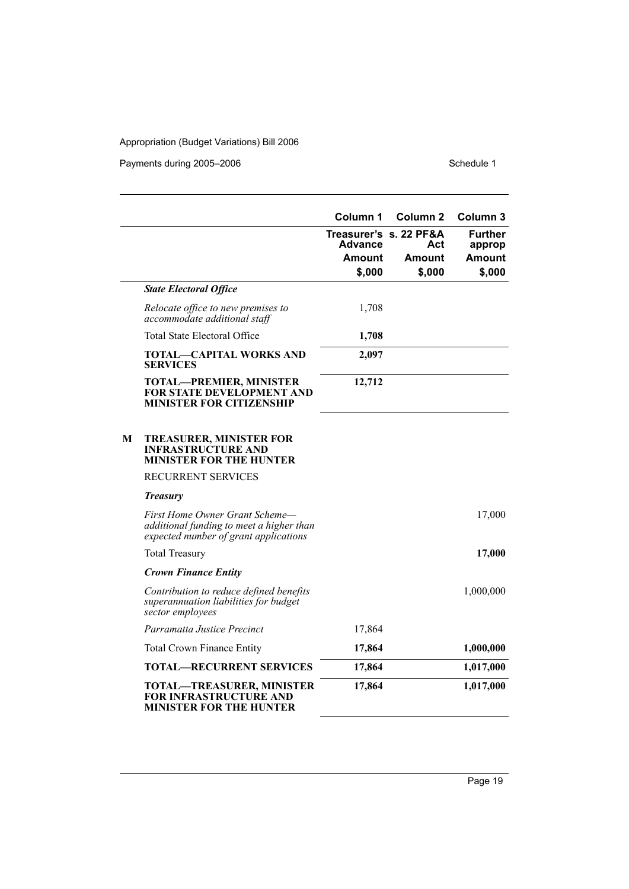| | Column 1 | Column 2 | Column 3 |
|---|---|---|---|
| | Treasurer's Advance | s. 22 PF&A Act | Further approp |
| | Amount | Amount | Amount |
| | $,000 | $,000 | $,000 |
| ***State Electoral Office*** | | | |
| *Relocate office to new premises to accommodate additional staff* | 1,708 | | |
| Total State Electoral Office | **1,708** | | |
| **TOTAL—CAPITAL WORKS AND SERVICES** | **2,097** | | |
| **TOTAL—PREMIER, MINISTER FOR STATE DEVELOPMENT AND MINISTER FOR CITIZENSHIP** | **12,712** | | |
| **M TREASURER, MINISTER FOR INFRASTRUCTURE AND MINISTER FOR THE HUNTER** | | | |
| RECURRENT SERVICES | | | |
| ***Treasury*** | | | |
| *First Home Owner Grant Scheme—additional funding to meet a higher than expected number of grant applications* | | | 17,000 |
| Total Treasury | | | **17,000** |
| ***Crown Finance Entity*** | | | |
| *Contribution to reduce defined benefits superannuation liabilities for budget sector employees* | | | 1,000,000 |
| *Parramatta Justice Precinct* | 17,864 | | |
| Total Crown Finance Entity | **17,864** | | **1,000,000** |
| **TOTAL—RECURRENT SERVICES** | **17,864** | | **1,017,000** |
| **TOTAL—TREASURER, MINISTER FOR INFRASTRUCTURE AND MINISTER FOR THE HUNTER** | **17,864** | | **1,017,000** |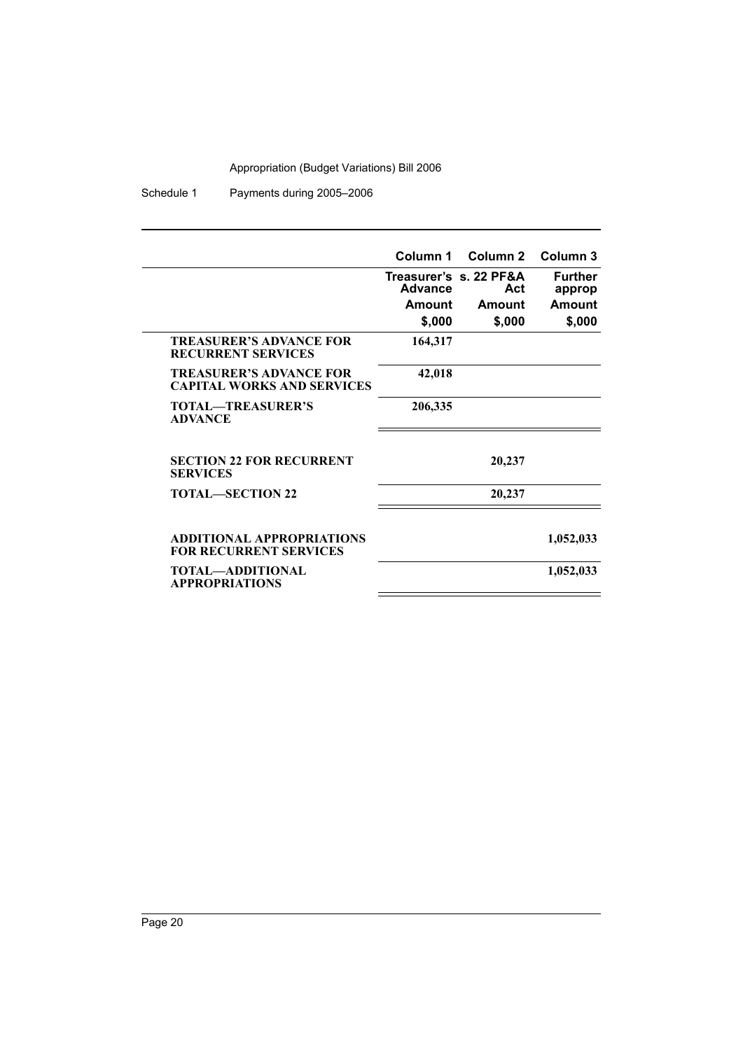| | Column 1 | Column 2 | Column 3 |
|---|---|---|---|
| | Treasurer's Advance | s. 22 PF&A Act | Further approp |
| | Amount | Amount | Amount |
| | $,000 | $,000 | $,000 |
| **TREASURER'S ADVANCE FOR RECURRENT SERVICES** | **164,317** | | |
| **TREASURER'S ADVANCE FOR CAPITAL WORKS AND SERVICES** | **42,018** | | |
| **TOTAL—TREASURER'S ADVANCE** | **206,335** | | |
| **SECTION 22 FOR RECURRENT SERVICES** | | **20,237** | |
| **TOTAL—SECTION 22** | | **20,237** | |
| **ADDITIONAL APPROPRIATIONS FOR RECURRENT SERVICES** | | | **1,052,033** |
| **TOTAL—ADDITIONAL APPROPRIATIONS** | | | **1,052,033** |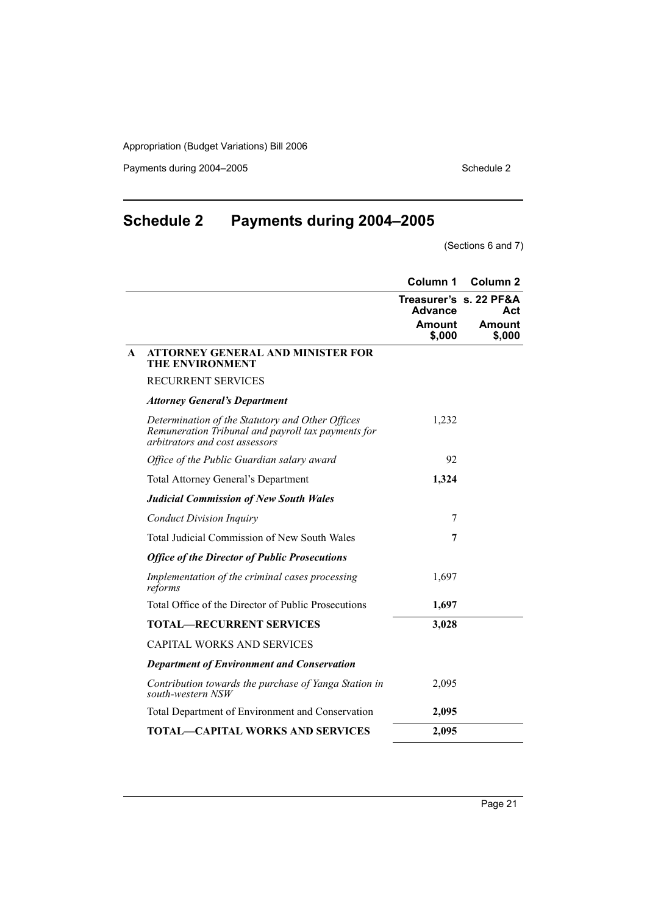# Schedule 2 Payments during 2004–2005

(Sections 6 and 7)

| | | Column 1 | Column 2 |
|---|---|---|---|
| | | Treasurer's Advance | s. 22 PF&A Act |
| | | Amount $,000 | Amount $,000 |
| **A** | **ATTORNEY GENERAL AND MINISTER FOR THE ENVIRONMENT** | | |
| | RECURRENT SERVICES | | |
| | ***Attorney General's Department*** | | |
| | *Determination of the Statutory and Other Offices Remuneration Tribunal and payroll tax payments for arbitrators and cost assessors* | 1,232 | |
| | *Office of the Public Guardian salary award* | 92 | |
| | Total Attorney General's Department | **1,324** | |
| | ***Judicial Commission of New South Wales*** | | |
| | *Conduct Division Inquiry* | 7 | |
| | Total Judicial Commission of New South Wales | **7** | |
| | ***Office of the Director of Public Prosecutions*** | | |
| | *Implementation of the criminal cases processing reforms* | 1,697 | |
| | Total Office of the Director of Public Prosecutions | **1,697** | |
| | **TOTAL—RECURRENT SERVICES** | **3,028** | |
| | CAPITAL WORKS AND SERVICES | | |
| | ***Department of Environment and Conservation*** | | |
| | *Contribution towards the purchase of Yanga Station in south-western NSW* | 2,095 | |
| | Total Department of Environment and Conservation | **2,095** | |
| | **TOTAL—CAPITAL WORKS AND SERVICES** | **2,095** | |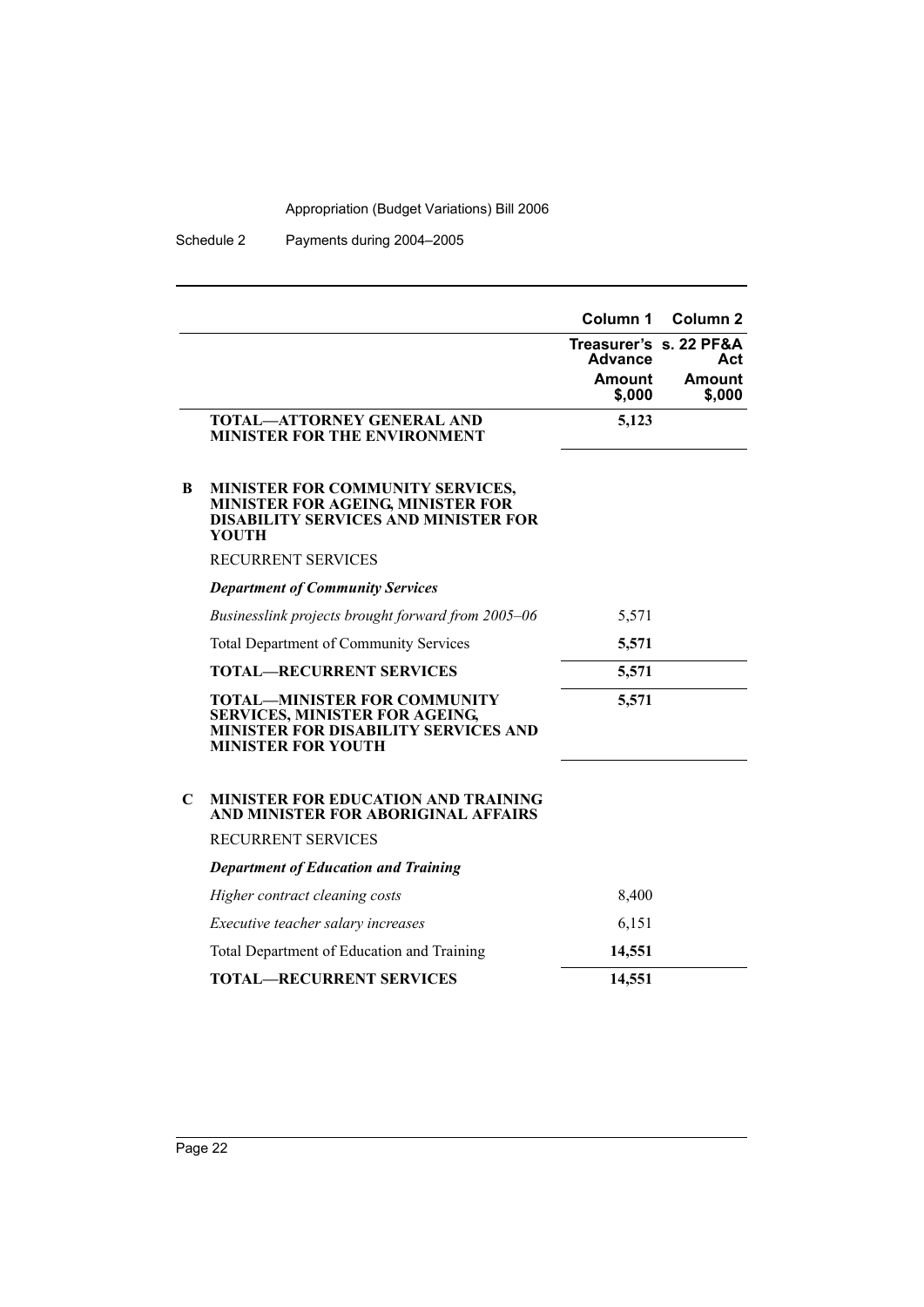| | | Column 1 | Column 2 |
|---|---|---|---|
| | | Treasurer's Advance | s. 22 PF&A Act |
| | | Amount $,000 | Amount $,000 |
| | **TOTAL—ATTORNEY GENERAL AND MINISTER FOR THE ENVIRONMENT** | **5,123** | |
| **B** | **MINISTER FOR COMMUNITY SERVICES, MINISTER FOR AGEING, MINISTER FOR DISABILITY SERVICES AND MINISTER FOR YOUTH** | | |
| | RECURRENT SERVICES | | |
| | ***Department of Community Services*** | | |
| | *Businesslink projects brought forward from 2005–06* | 5,571 | |
| | Total Department of Community Services | **5,571** | |
| | **TOTAL—RECURRENT SERVICES** | **5,571** | |
| | **TOTAL—MINISTER FOR COMMUNITY SERVICES, MINISTER FOR AGEING, MINISTER FOR DISABILITY SERVICES AND MINISTER FOR YOUTH** | **5,571** | |
| **C** | **MINISTER FOR EDUCATION AND TRAINING AND MINISTER FOR ABORIGINAL AFFAIRS** | | |
| | RECURRENT SERVICES | | |
| | ***Department of Education and Training*** | | |
| | *Higher contract cleaning costs* | 8,400 | |
| | *Executive teacher salary increases* | 6,151 | |
| | Total Department of Education and Training | **14,551** | |
| | **TOTAL—RECURRENT SERVICES** | **14,551** | |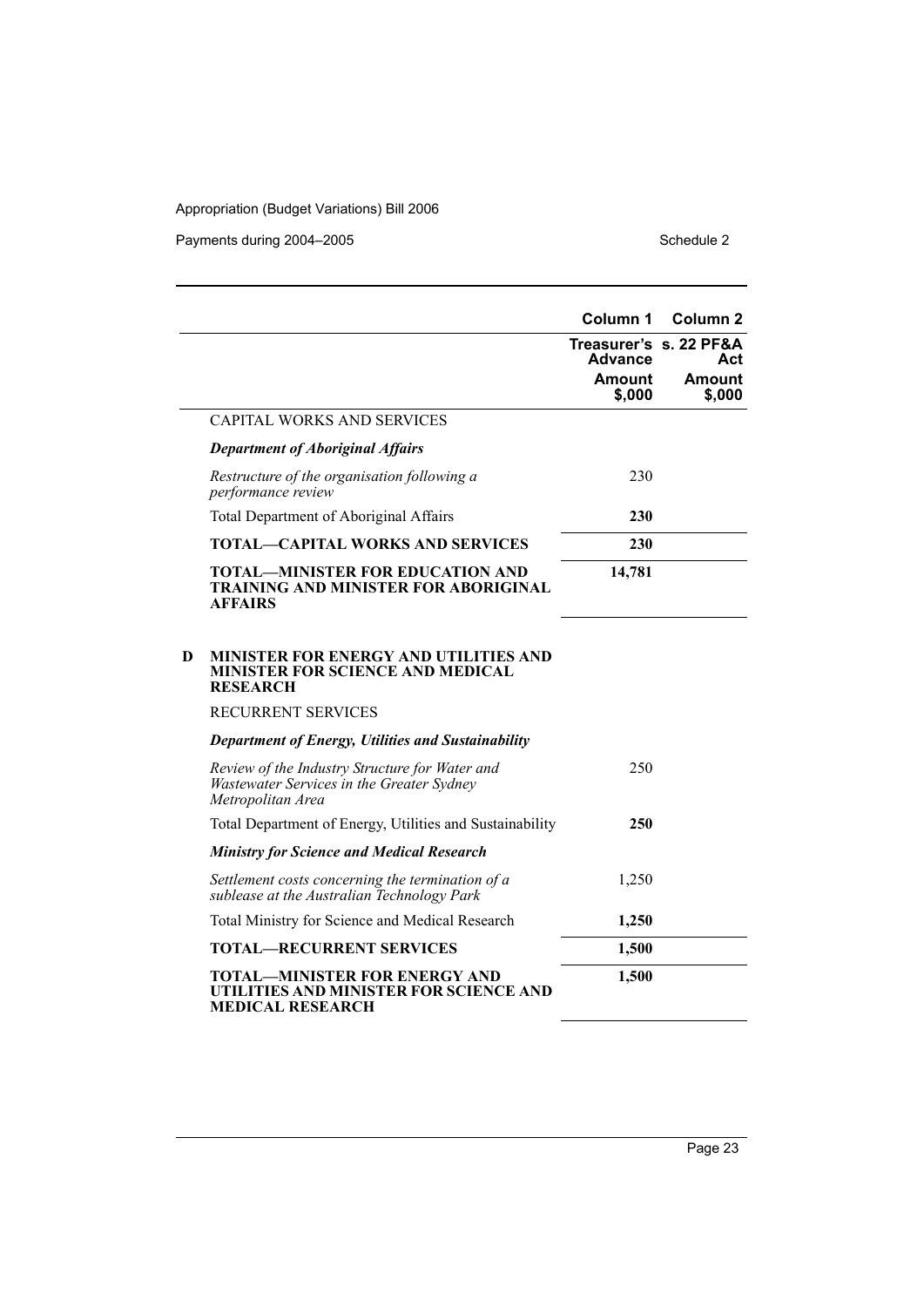| | Column 1 | Column 2 |
|---|---|---|
| | Treasurer's Advance | s. 22 PF&A Act |
| | Amount $,000 | Amount $,000 |
| CAPITAL WORKS AND SERVICES | | |
| ***Department of Aboriginal Affairs*** | | |
| *Restructure of the organisation following a performance review* | 230 | |
| Total Department of Aboriginal Affairs | **230** | |
| **TOTAL—CAPITAL WORKS AND SERVICES** | **230** | |
| **TOTAL—MINISTER FOR EDUCATION AND TRAINING AND MINISTER FOR ABORIGINAL AFFAIRS** | **14,781** | |
| **D MINISTER FOR ENERGY AND UTILITIES AND MINISTER FOR SCIENCE AND MEDICAL RESEARCH** | | |
| RECURRENT SERVICES | | |
| ***Department of Energy, Utilities and Sustainability*** | | |
| *Review of the Industry Structure for Water and Wastewater Services in the Greater Sydney Metropolitan Area* | 250 | |
| Total Department of Energy, Utilities and Sustainability | **250** | |
| ***Ministry for Science and Medical Research*** | | |
| *Settlement costs concerning the termination of a sublease at the Australian Technology Park* | 1,250 | |
| Total Ministry for Science and Medical Research | **1,250** | |
| **TOTAL—RECURRENT SERVICES** | **1,500** | |
| **TOTAL—MINISTER FOR ENERGY AND UTILITIES AND MINISTER FOR SCIENCE AND MEDICAL RESEARCH** | **1,500** | |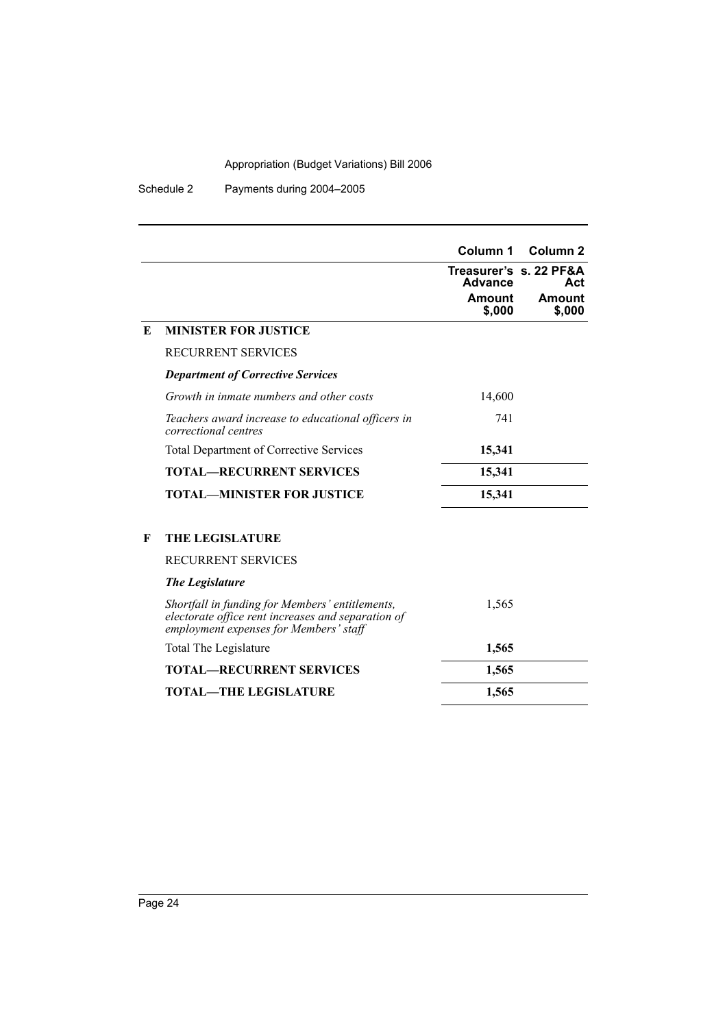| | | Column 1 | Column 2 |
|---|---|---|---|
| | | Treasurer's Advance | s. 22 PF&A Act |
| | | Amount $,000 | Amount $,000 |
| **E** | **MINISTER FOR JUSTICE** | | |
| | RECURRENT SERVICES | | |
| | ***Department of Corrective Services*** | | |
| | *Growth in inmate numbers and other costs* | 14,600 | |
| | *Teachers award increase to educational officers in correctional centres* | 741 | |
| | Total Department of Corrective Services | **15,341** | |
| | **TOTAL—RECURRENT SERVICES** | **15,341** | |
| | **TOTAL—MINISTER FOR JUSTICE** | **15,341** | |
| **F** | **THE LEGISLATURE** | | |
| | RECURRENT SERVICES | | |
| | ***The Legislature*** | | |
| | *Shortfall in funding for Members' entitlements, electorate office rent increases and separation of employment expenses for Members' staff* | 1,565 | |
| | Total The Legislature | **1,565** | |
| | **TOTAL—RECURRENT SERVICES** | **1,565** | |
| | **TOTAL—THE LEGISLATURE** | **1,565** | |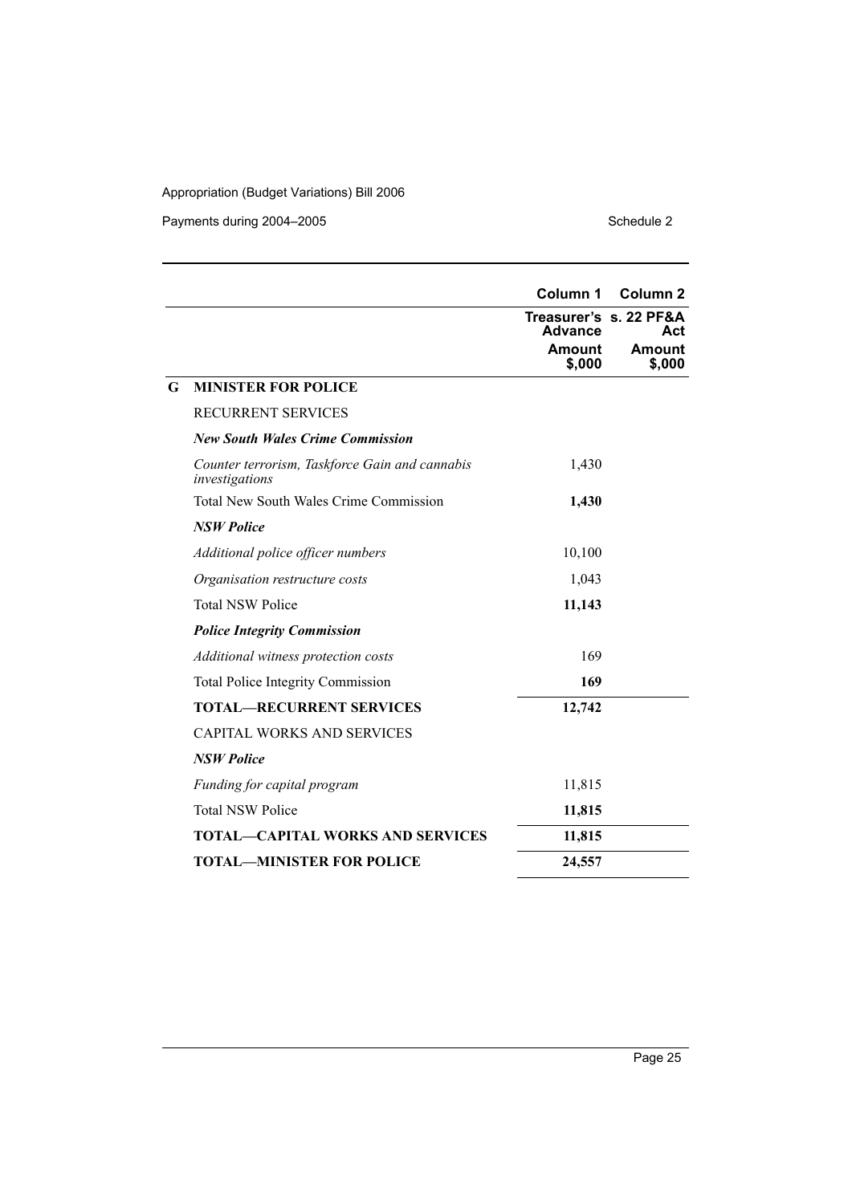| | | Column 1 | Column 2 |
|---|---|---|---|
| | | Treasurer's Advance | s. 22 PF&A Act |
| | | Amount $,000 | Amount $,000 |
| **G** | **MINISTER FOR POLICE** | | |
| | RECURRENT SERVICES | | |
| | ***New South Wales Crime Commission*** | | |
| | *Counter terrorism, Taskforce Gain and cannabis investigations* | 1,430 | |
| | Total New South Wales Crime Commission | **1,430** | |
| | ***NSW Police*** | | |
| | *Additional police officer numbers* | 10,100 | |
| | *Organisation restructure costs* | 1,043 | |
| | Total NSW Police | **11,143** | |
| | ***Police Integrity Commission*** | | |
| | *Additional witness protection costs* | 169 | |
| | Total Police Integrity Commission | **169** | |
| | **TOTAL—RECURRENT SERVICES** | **12,742** | |
| | CAPITAL WORKS AND SERVICES | | |
| | ***NSW Police*** | | |
| | *Funding for capital program* | 11,815 | |
| | Total NSW Police | **11,815** | |
| | **TOTAL—CAPITAL WORKS AND SERVICES** | **11,815** | |
| | **TOTAL—MINISTER FOR POLICE** | **24,557** | |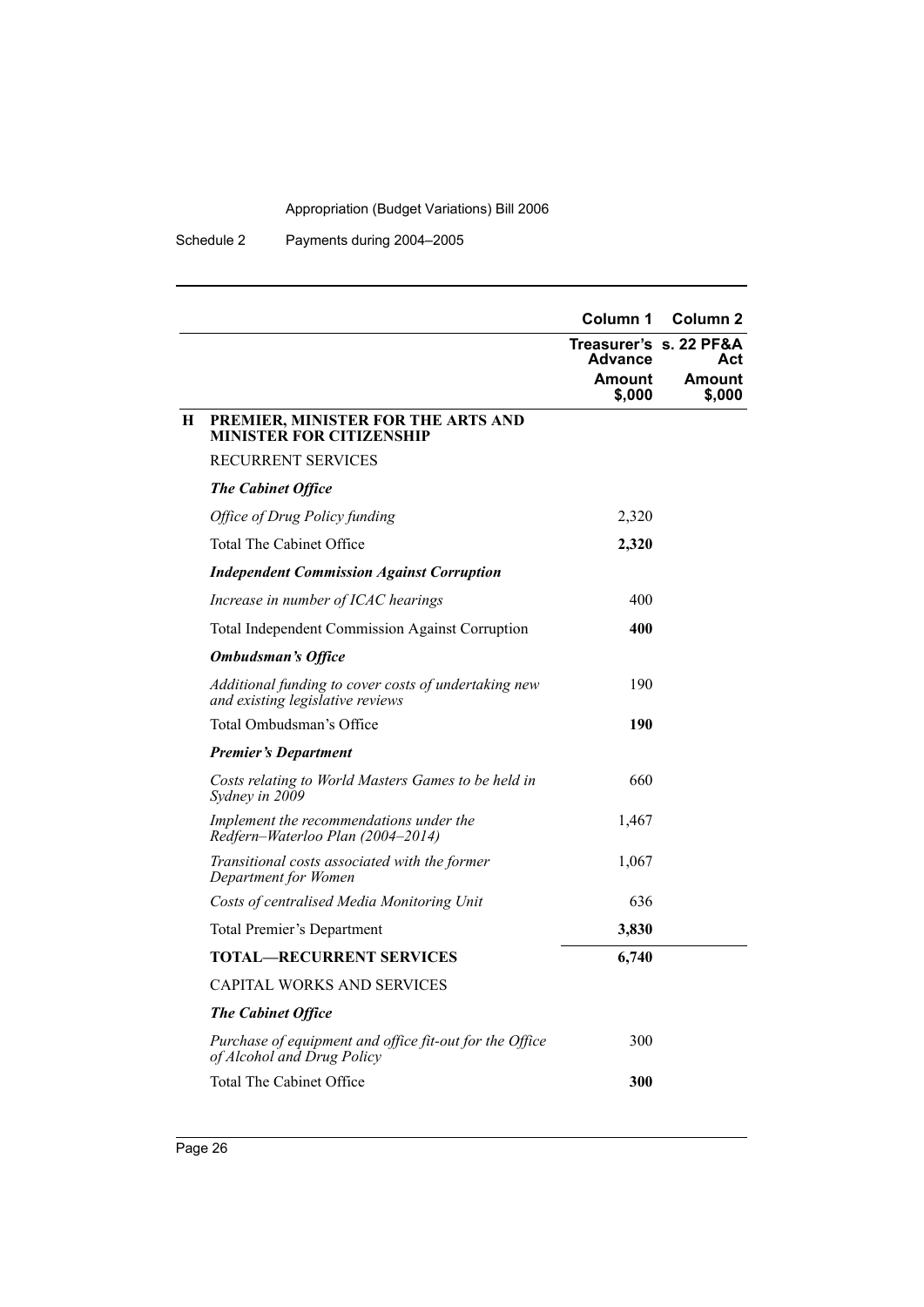| | | Column 1 | Column 2 |
|---|---|---|---|
| | | Treasurer's Advance | s. 22 PF&A Act |
| | | Amount $,000 | Amount $,000 |
| **H** | **PREMIER, MINISTER FOR THE ARTS AND MINISTER FOR CITIZENSHIP** | | |
| | RECURRENT SERVICES | | |
| | ***The Cabinet Office*** | | |
| | *Office of Drug Policy funding* | 2,320 | |
| | Total The Cabinet Office | **2,320** | |
| | ***Independent Commission Against Corruption*** | | |
| | *Increase in number of ICAC hearings* | 400 | |
| | Total Independent Commission Against Corruption | **400** | |
| | ***Ombudsman's Office*** | | |
| | *Additional funding to cover costs of undertaking new and existing legislative reviews* | 190 | |
| | Total Ombudsman's Office | **190** | |
| | ***Premier's Department*** | | |
| | *Costs relating to World Masters Games to be held in Sydney in 2009* | 660 | |
| | *Implement the recommendations under the Redfern–Waterloo Plan (2004–2014)* | 1,467 | |
| | *Transitional costs associated with the former Department for Women* | 1,067 | |
| | *Costs of centralised Media Monitoring Unit* | 636 | |
| | Total Premier's Department | **3,830** | |
| | **TOTAL—RECURRENT SERVICES** | **6,740** | |
| | CAPITAL WORKS AND SERVICES | | |
| | ***The Cabinet Office*** | | |
| | *Purchase of equipment and office fit-out for the Office of Alcohol and Drug Policy* | 300 | |
| | Total The Cabinet Office | **300** | |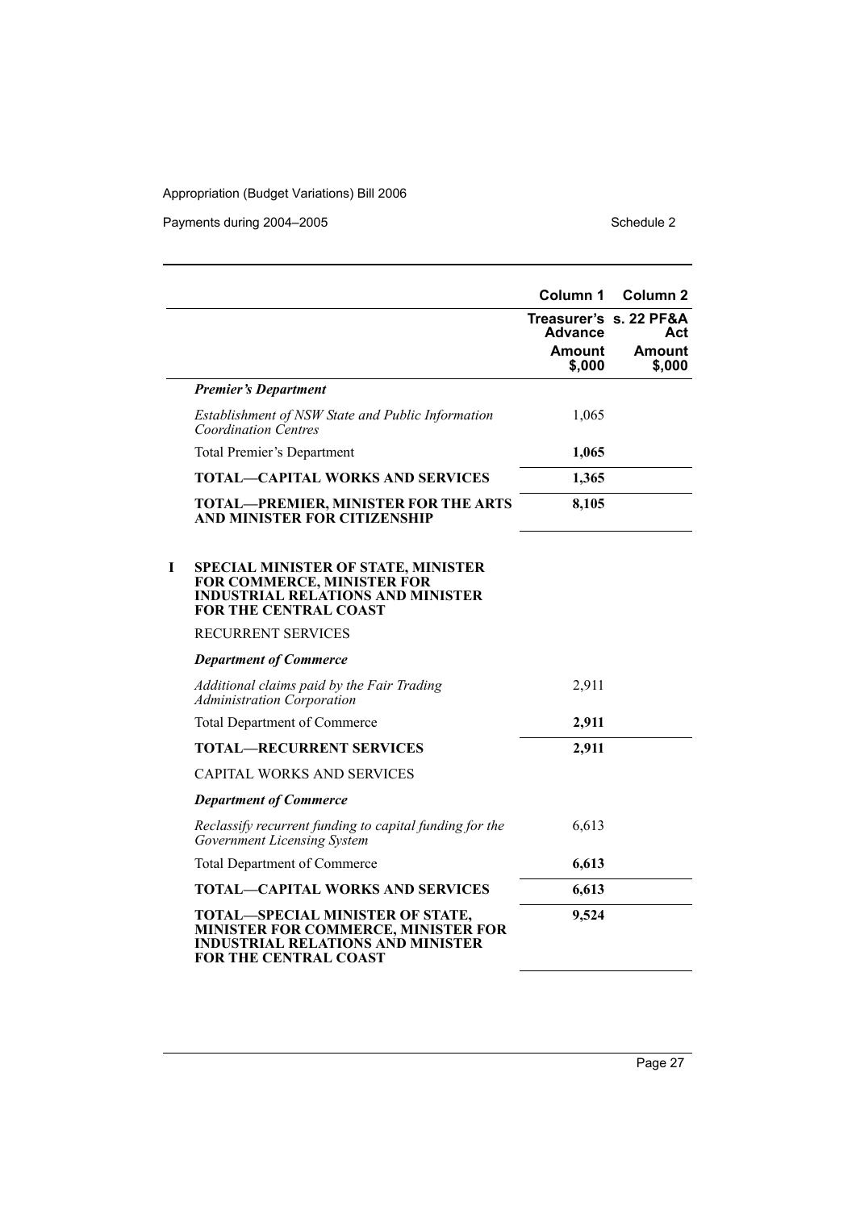| | Column 1 | Column 2 |
|---|---|---|
| | Treasurer's Advance | s. 22 PF&A Act |
| | Amount $,000 | Amount $,000 |
| ***Premier's Department*** | | |
| *Establishment of NSW State and Public Information Coordination Centres* | 1,065 | |
| Total Premier's Department | **1,065** | |
| **TOTAL—CAPITAL WORKS AND SERVICES** | **1,365** | |
| **TOTAL—PREMIER, MINISTER FOR THE ARTS AND MINISTER FOR CITIZENSHIP** | **8,105** | |
| **I SPECIAL MINISTER OF STATE, MINISTER FOR COMMERCE, MINISTER FOR INDUSTRIAL RELATIONS AND MINISTER FOR THE CENTRAL COAST** | | |
| RECURRENT SERVICES | | |
| ***Department of Commerce*** | | |
| *Additional claims paid by the Fair Trading Administration Corporation* | 2,911 | |
| Total Department of Commerce | **2,911** | |
| **TOTAL—RECURRENT SERVICES** | **2,911** | |
| CAPITAL WORKS AND SERVICES | | |
| ***Department of Commerce*** | | |
| *Reclassify recurrent funding to capital funding for the Government Licensing System* | 6,613 | |
| Total Department of Commerce | **6,613** | |
| **TOTAL—CAPITAL WORKS AND SERVICES** | **6,613** | |
| **TOTAL—SPECIAL MINISTER OF STATE, MINISTER FOR COMMERCE, MINISTER FOR INDUSTRIAL RELATIONS AND MINISTER FOR THE CENTRAL COAST** | **9,524** | |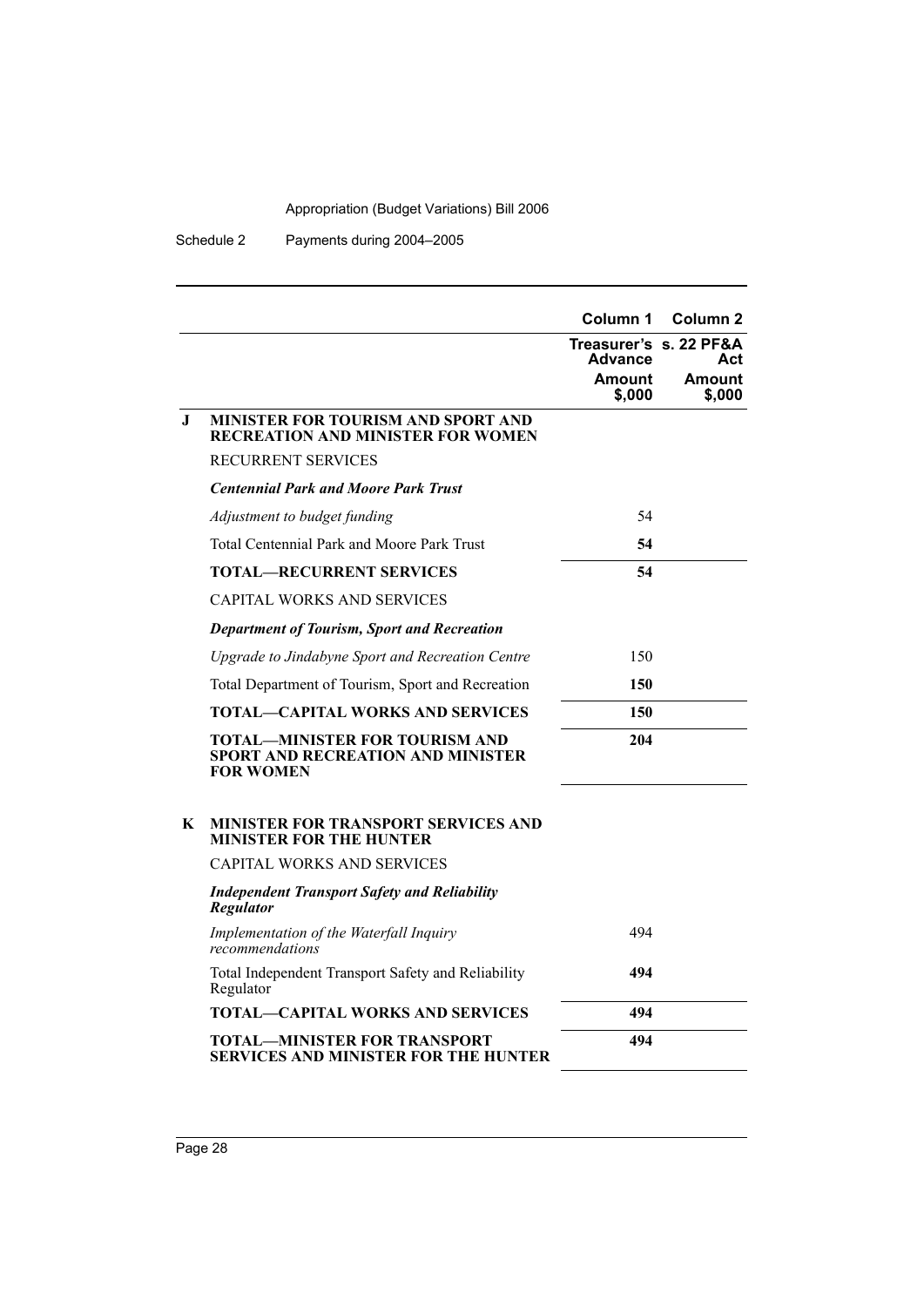| | | Column 1 | Column 2 |
|---|---|---|---|
| | | Treasurer's Advance | s. 22 PF&A Act |
| | | Amount $,000 | Amount $,000 |
| **J** | **MINISTER FOR TOURISM AND SPORT AND RECREATION AND MINISTER FOR WOMEN** | | |
| | RECURRENT SERVICES | | |
| | ***Centennial Park and Moore Park Trust*** | | |
| | *Adjustment to budget funding* | 54 | |
| | Total Centennial Park and Moore Park Trust | **54** | |
| | **TOTAL—RECURRENT SERVICES** | **54** | |
| | CAPITAL WORKS AND SERVICES | | |
| | ***Department of Tourism, Sport and Recreation*** | | |
| | *Upgrade to Jindabyne Sport and Recreation Centre* | 150 | |
| | Total Department of Tourism, Sport and Recreation | **150** | |
| | **TOTAL—CAPITAL WORKS AND SERVICES** | **150** | |
| | **TOTAL—MINISTER FOR TOURISM AND SPORT AND RECREATION AND MINISTER FOR WOMEN** | **204** | |
| **K** | **MINISTER FOR TRANSPORT SERVICES AND MINISTER FOR THE HUNTER** | | |
| | CAPITAL WORKS AND SERVICES | | |
| | ***Independent Transport Safety and Reliability Regulator*** | | |
| | *Implementation of the Waterfall Inquiry recommendations* | 494 | |
| | Total Independent Transport Safety and Reliability Regulator | **494** | |
| | **TOTAL—CAPITAL WORKS AND SERVICES** | **494** | |
| | **TOTAL—MINISTER FOR TRANSPORT SERVICES AND MINISTER FOR THE HUNTER** | **494** | |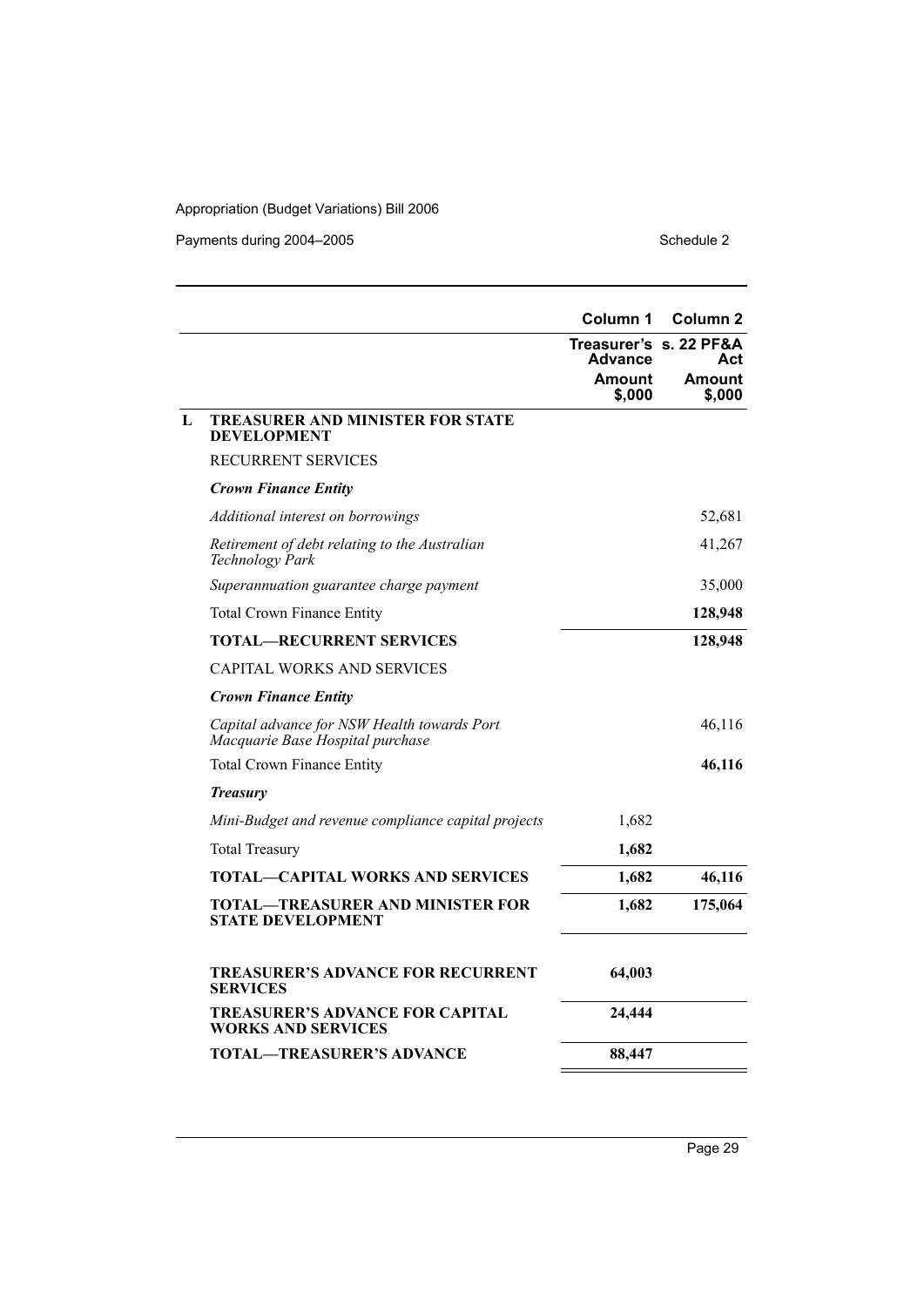| | Column 1 | Column 2 |
|---|---|---|
| | Treasurer's Advance | s. 22 PF&A Act |
| | Amount $,000 | Amount $,000 |
| **L TREASURER AND MINISTER FOR STATE DEVELOPMENT** | | |
| RECURRENT SERVICES | | |
| ***Crown Finance Entity*** | | |
| *Additional interest on borrowings* | | 52,681 |
| *Retirement of debt relating to the Australian Technology Park* | | 41,267 |
| *Superannuation guarantee charge payment* | | 35,000 |
| Total Crown Finance Entity | | **128,948** |
| **TOTAL—RECURRENT SERVICES** | | **128,948** |
| CAPITAL WORKS AND SERVICES | | |
| ***Crown Finance Entity*** | | |
| *Capital advance for NSW Health towards Port Macquarie Base Hospital purchase* | | 46,116 |
| Total Crown Finance Entity | | **46,116** |
| ***Treasury*** | | |
| *Mini-Budget and revenue compliance capital projects* | 1,682 | |
| Total Treasury | **1,682** | |
| **TOTAL—CAPITAL WORKS AND SERVICES** | **1,682** | **46,116** |
| **TOTAL—TREASURER AND MINISTER FOR STATE DEVELOPMENT** | **1,682** | **175,064** |
| **TREASURER'S ADVANCE FOR RECURRENT SERVICES** | **64,003** | |
| **TREASURER'S ADVANCE FOR CAPITAL WORKS AND SERVICES** | **24,444** | |
| **TOTAL—TREASURER'S ADVANCE** | **88,447** | |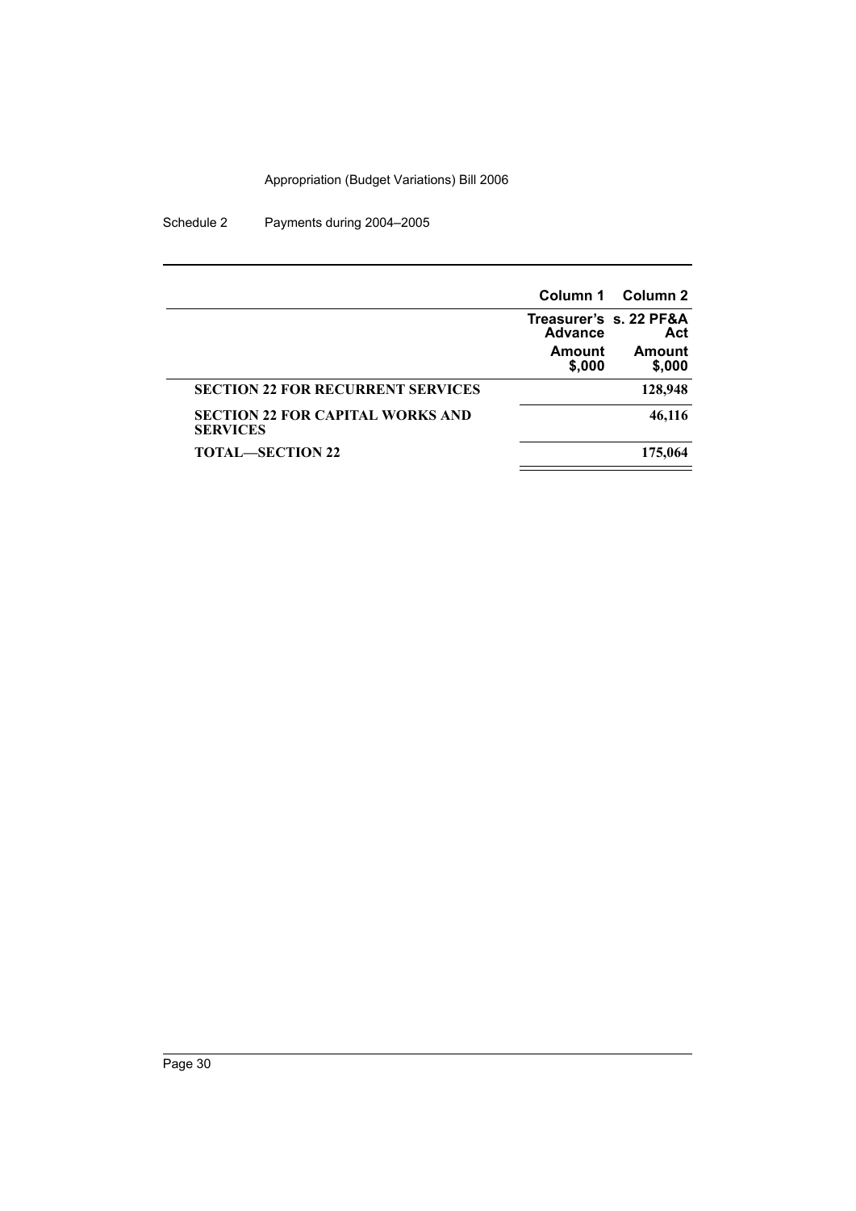| | Column 1 | Column 2 |
|---|---|---|
| | Treasurer's Advance | s. 22 PF&A Act |
| | Amount $,000 | Amount $,000 |
| **SECTION 22 FOR RECURRENT SERVICES** | | **128,948** |
| **SECTION 22 FOR CAPITAL WORKS AND SERVICES** | | **46,116** |
| **TOTAL—SECTION 22** | | **175,064** |